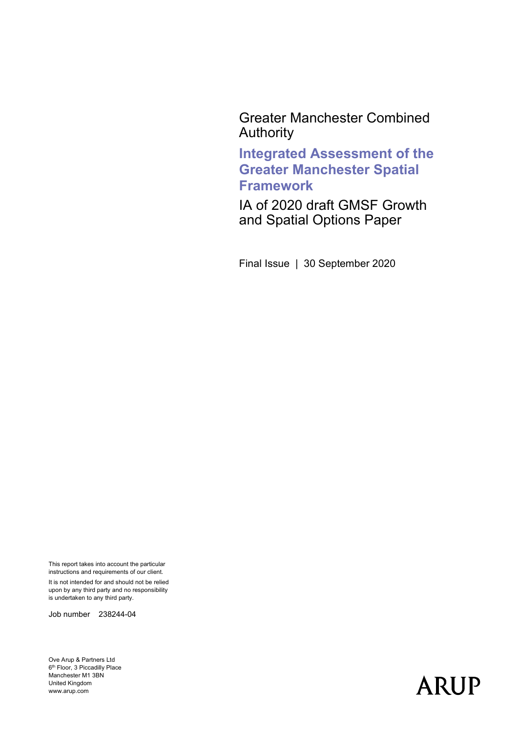Greater Manchester Combined Authority

# Integrated Assessment of the Greater Manchester Spatial Framework

IA of 2020 draft GMSF Growth and Spatial Options Paper

Final Issue | 30 September 2020

This report takes into account the particular instructions and requirements of our client.

It is not intended for and should not be relied upon by any third party and no responsibility is undertaken to any third party.

Job number 238244-04

Ove Arup & Partners Ltd
6th Floor, 3 Piccadilly Place
Manchester M1 3BN
United Kingdom
www.arup.com

ARUP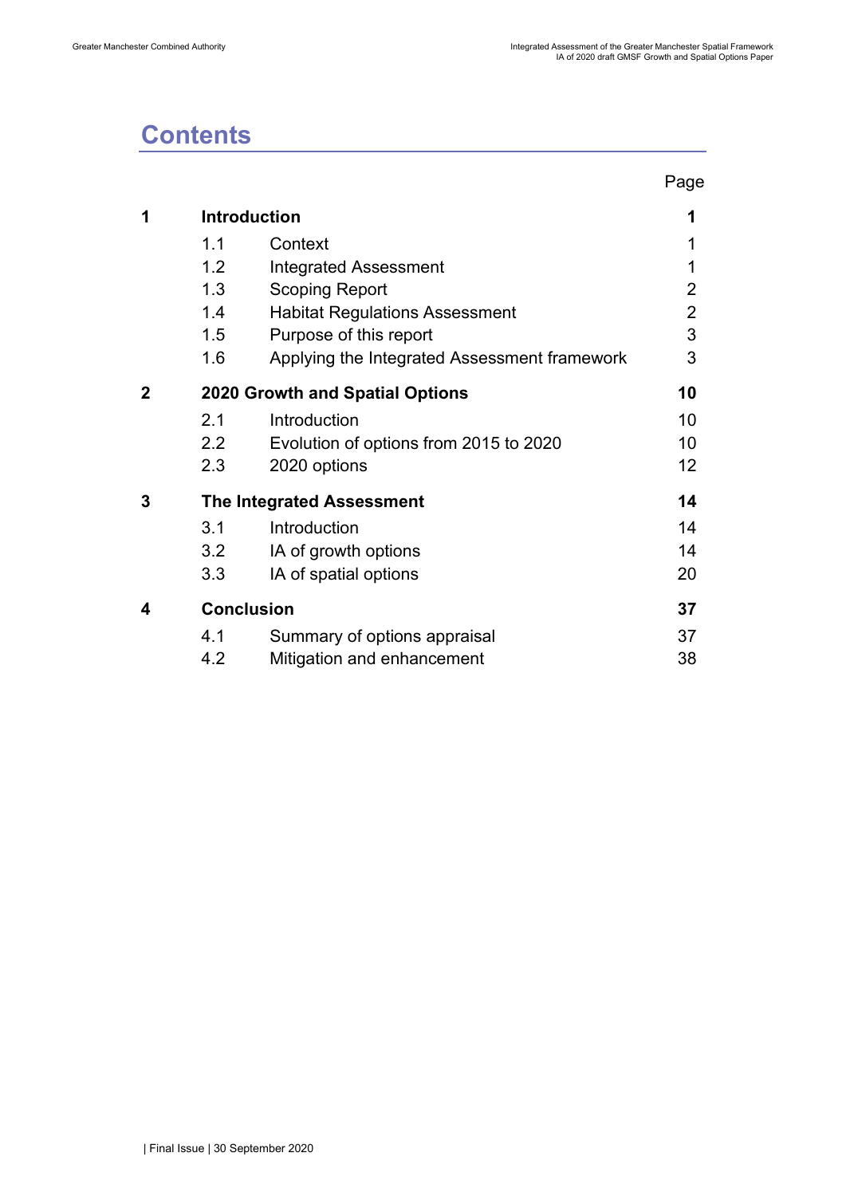# Contents

| | | | Page |
|---|---|---|---|
| **1** | **Introduction** | | **1** |
| | 1.1 | Context | 1 |
| | 1.2 | Integrated Assessment | 1 |
| | 1.3 | Scoping Report | 2 |
| | 1.4 | Habitat Regulations Assessment | 2 |
| | 1.5 | Purpose of this report | 3 |
| | 1.6 | Applying the Integrated Assessment framework | 3 |
| **2** | **2020 Growth and Spatial Options** | | **10** |
| | 2.1 | Introduction | 10 |
| | 2.2 | Evolution of options from 2015 to 2020 | 10 |
| | 2.3 | 2020 options | 12 |
| **3** | **The Integrated Assessment** | | **14** |
| | 3.1 | Introduction | 14 |
| | 3.2 | IA of growth options | 14 |
| | 3.3 | IA of spatial options | 20 |
| **4** | **Conclusion** | | **37** |
| | 4.1 | Summary of options appraisal | 37 |
| | 4.2 | Mitigation and enhancement | 38 |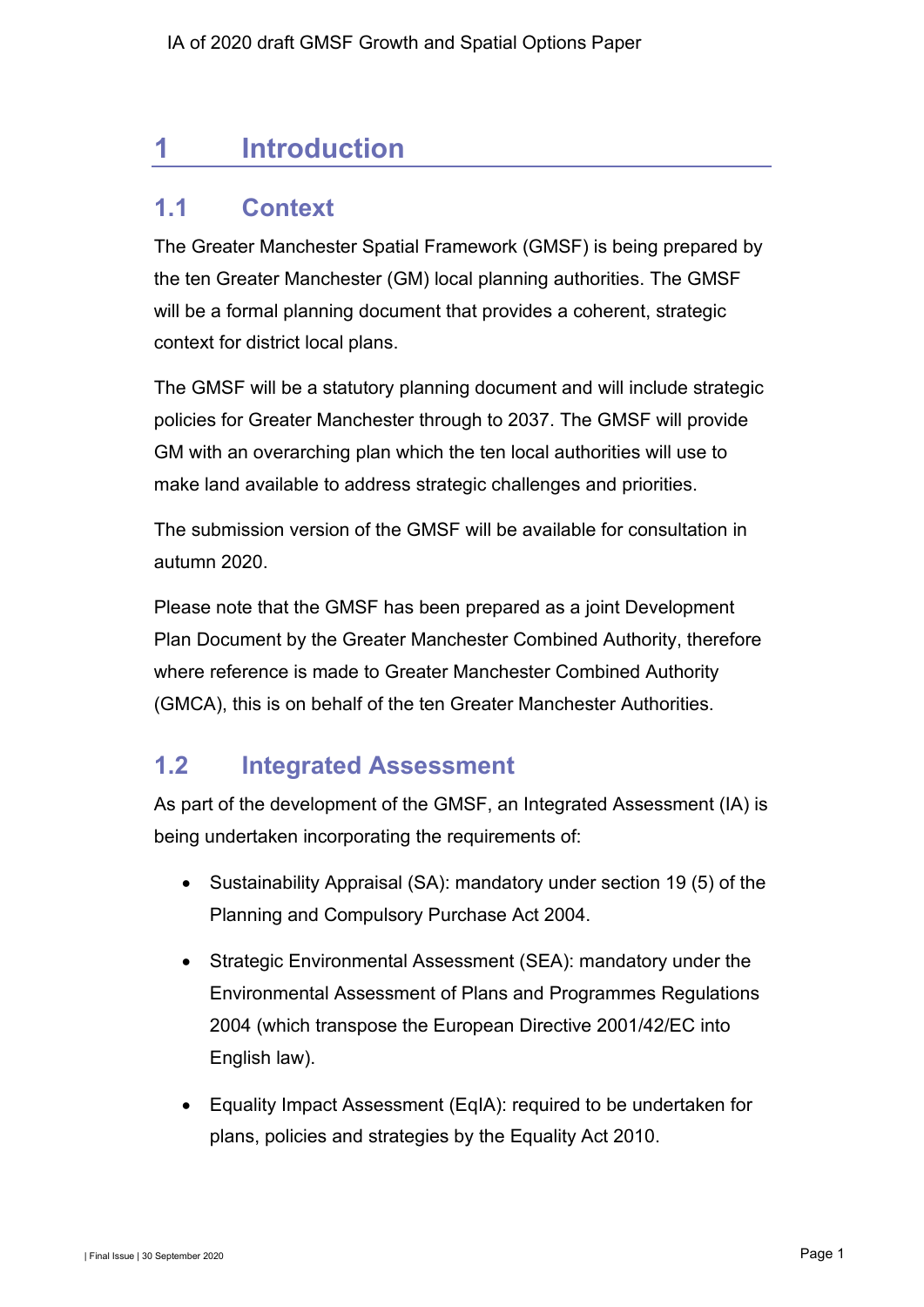# 1 Introduction

## 1.1 Context

The Greater Manchester Spatial Framework (GMSF) is being prepared by the ten Greater Manchester (GM) local planning authorities. The GMSF will be a formal planning document that provides a coherent, strategic context for district local plans.

The GMSF will be a statutory planning document and will include strategic policies for Greater Manchester through to 2037. The GMSF will provide GM with an overarching plan which the ten local authorities will use to make land available to address strategic challenges and priorities.

The submission version of the GMSF will be available for consultation in autumn 2020.

Please note that the GMSF has been prepared as a joint Development Plan Document by the Greater Manchester Combined Authority, therefore where reference is made to Greater Manchester Combined Authority (GMCA), this is on behalf of the ten Greater Manchester Authorities.

## 1.2 Integrated Assessment

As part of the development of the GMSF, an Integrated Assessment (IA) is being undertaken incorporating the requirements of:

- Sustainability Appraisal (SA): mandatory under section 19 (5) of the Planning and Compulsory Purchase Act 2004.
- Strategic Environmental Assessment (SEA): mandatory under the Environmental Assessment of Plans and Programmes Regulations 2004 (which transpose the European Directive 2001/42/EC into English law).
- Equality Impact Assessment (EqIA): required to be undertaken for plans, policies and strategies by the Equality Act 2010.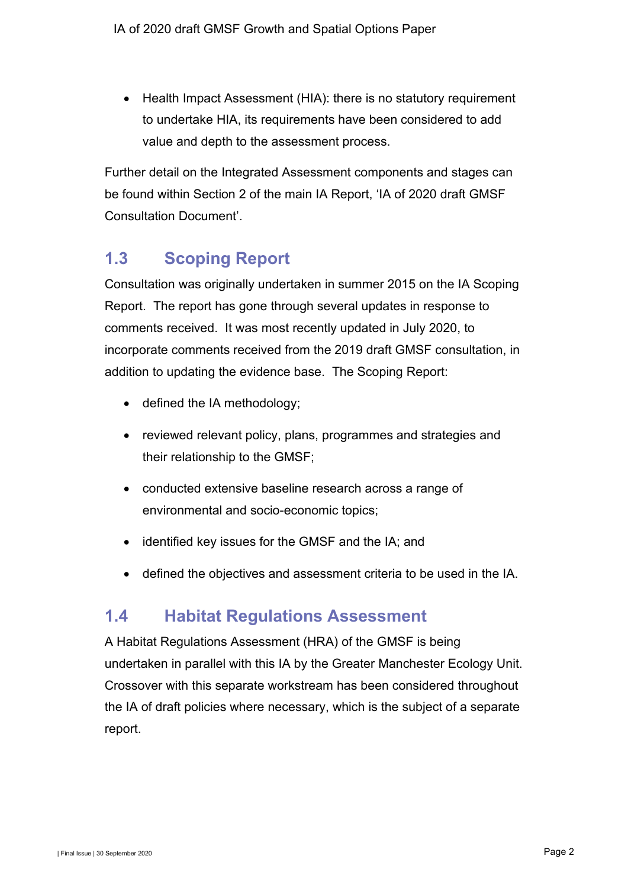- Health Impact Assessment (HIA): there is no statutory requirement to undertake HIA, its requirements have been considered to add value and depth to the assessment process.

Further detail on the Integrated Assessment components and stages can be found within Section 2 of the main IA Report, 'IA of 2020 draft GMSF Consultation Document'.

## 1.3 Scoping Report

Consultation was originally undertaken in summer 2015 on the IA Scoping Report. The report has gone through several updates in response to comments received. It was most recently updated in July 2020, to incorporate comments received from the 2019 draft GMSF consultation, in addition to updating the evidence base. The Scoping Report:

- defined the IA methodology;
- reviewed relevant policy, plans, programmes and strategies and their relationship to the GMSF;
- conducted extensive baseline research across a range of environmental and socio-economic topics;
- identified key issues for the GMSF and the IA; and
- defined the objectives and assessment criteria to be used in the IA.

## 1.4 Habitat Regulations Assessment

A Habitat Regulations Assessment (HRA) of the GMSF is being undertaken in parallel with this IA by the Greater Manchester Ecology Unit. Crossover with this separate workstream has been considered throughout the IA of draft policies where necessary, which is the subject of a separate report.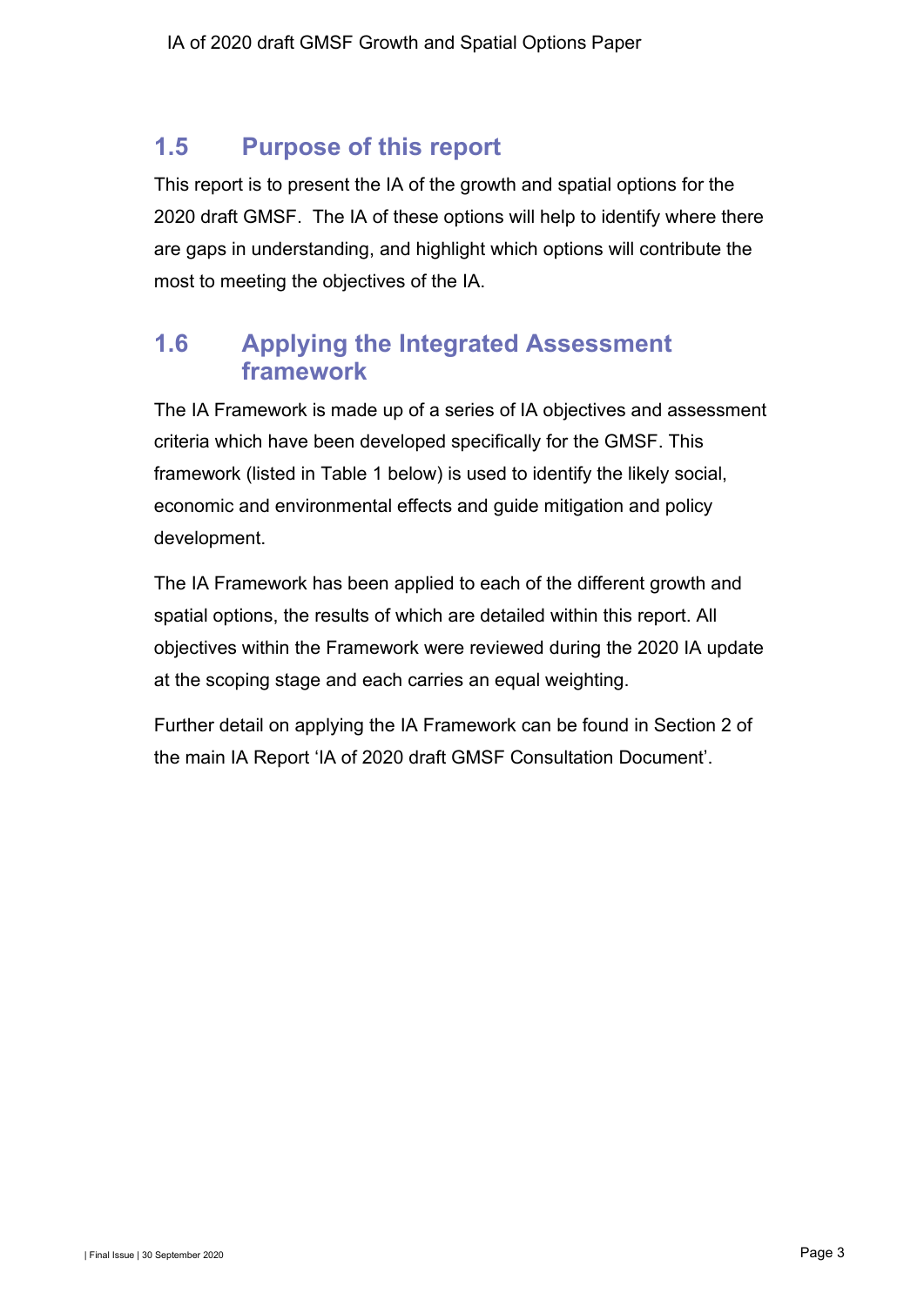## 1.5 Purpose of this report

This report is to present the IA of the growth and spatial options for the 2020 draft GMSF. The IA of these options will help to identify where there are gaps in understanding, and highlight which options will contribute the most to meeting the objectives of the IA.

## 1.6 Applying the Integrated Assessment framework

The IA Framework is made up of a series of IA objectives and assessment criteria which have been developed specifically for the GMSF. This framework (listed in Table 1 below) is used to identify the likely social, economic and environmental effects and guide mitigation and policy development.

The IA Framework has been applied to each of the different growth and spatial options, the results of which are detailed within this report. All objectives within the Framework were reviewed during the 2020 IA update at the scoping stage and each carries an equal weighting.

Further detail on applying the IA Framework can be found in Section 2 of the main IA Report 'IA of 2020 draft GMSF Consultation Document'.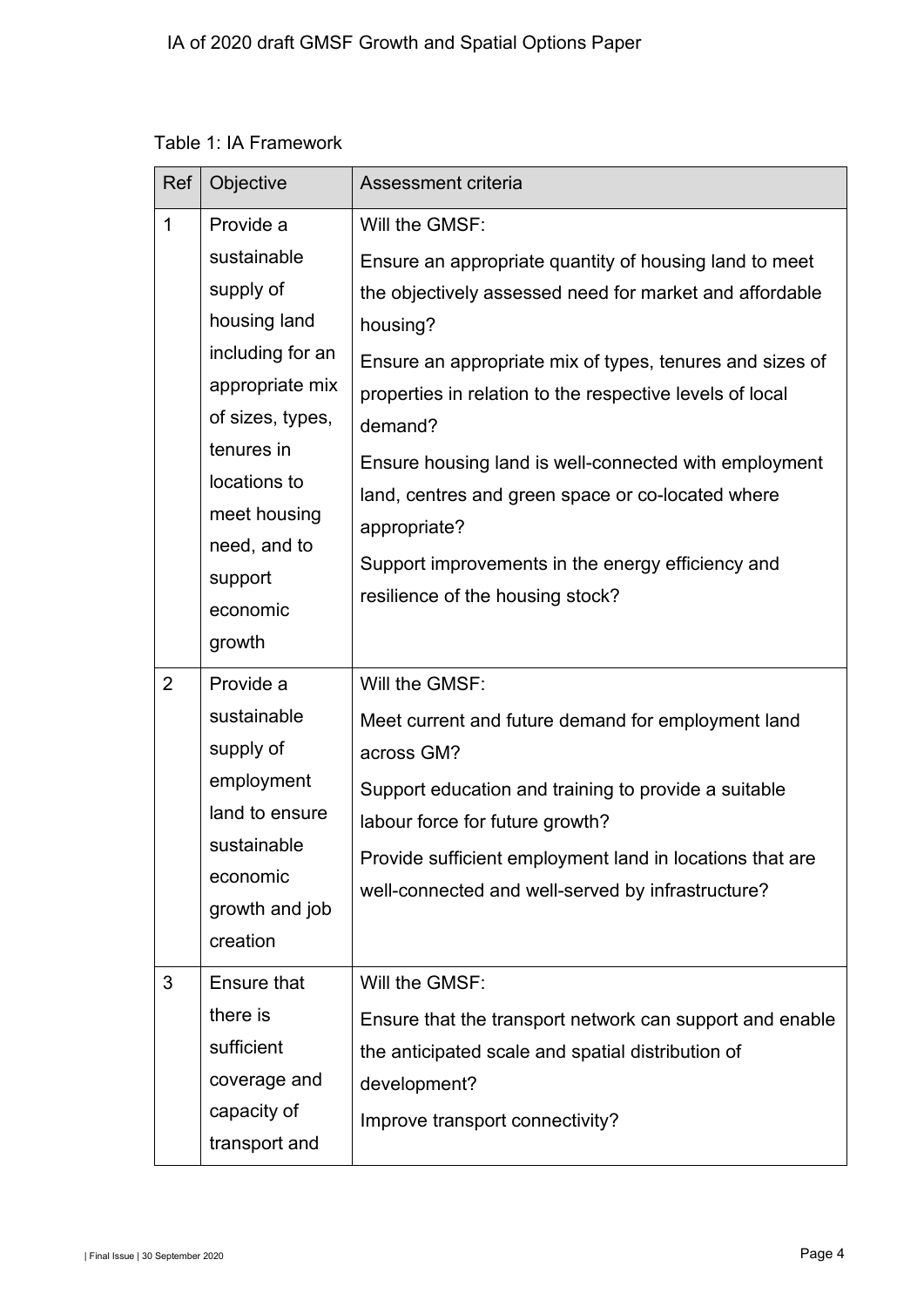Table 1: IA Framework

| Ref | Objective | Assessment criteria |
|---|---|---|
| 1 | Provide a sustainable supply of housing land including for an appropriate mix of sizes, types, tenures in locations to meet housing need, and to support economic growth | Will the GMSF:<br>Ensure an appropriate quantity of housing land to meet the objectively assessed need for market and affordable housing?<br>Ensure an appropriate mix of types, tenures and sizes of properties in relation to the respective levels of local demand?<br>Ensure housing land is well-connected with employment land, centres and green space or co-located where appropriate?<br>Support improvements in the energy efficiency and resilience of the housing stock? |
| 2 | Provide a sustainable supply of employment land to ensure sustainable economic growth and job creation | Will the GMSF:<br>Meet current and future demand for employment land across GM?<br>Support education and training to provide a suitable labour force for future growth?<br>Provide sufficient employment land in locations that are well-connected and well-served by infrastructure? |
| 3 | Ensure that there is sufficient coverage and capacity of transport and | Will the GMSF:<br>Ensure that the transport network can support and enable the anticipated scale and spatial distribution of development?<br>Improve transport connectivity? |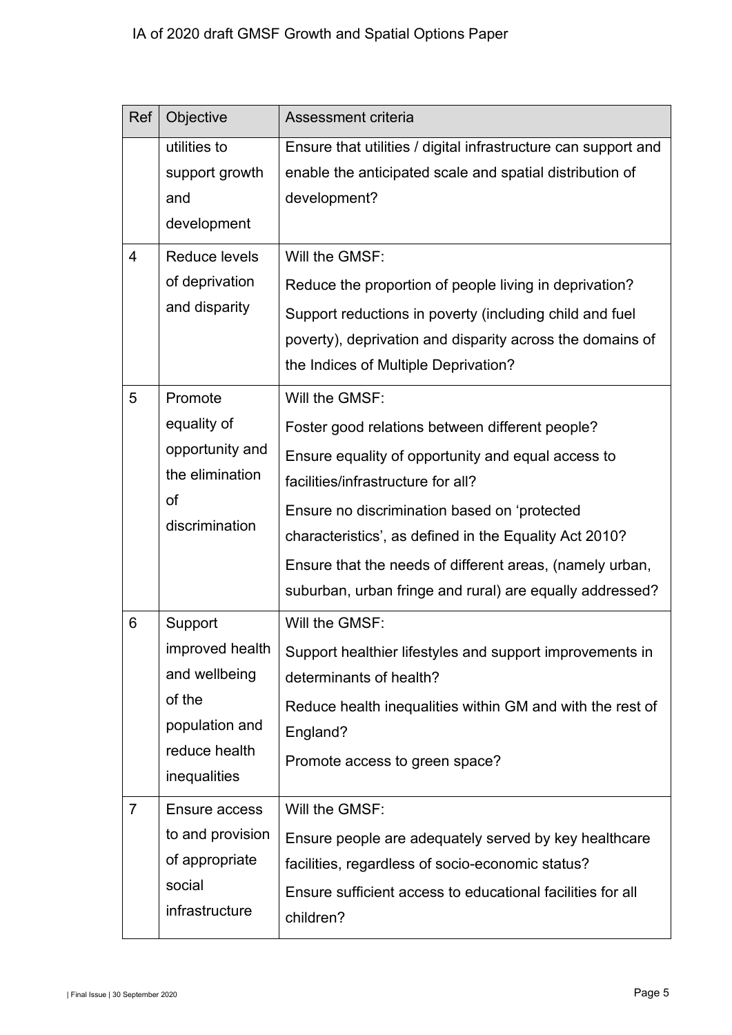| Ref | Objective | Assessment criteria |
|---|---|---|
| | utilities to support growth and development | Ensure that utilities / digital infrastructure can support and enable the anticipated scale and spatial distribution of development? |
| 4 | Reduce levels of deprivation and disparity | Will the GMSF:<br>Reduce the proportion of people living in deprivation?<br>Support reductions in poverty (including child and fuel poverty), deprivation and disparity across the domains of the Indices of Multiple Deprivation? |
| 5 | Promote equality of opportunity and the elimination of discrimination | Will the GMSF:<br>Foster good relations between different people?<br>Ensure equality of opportunity and equal access to facilities/infrastructure for all?<br>Ensure no discrimination based on 'protected characteristics', as defined in the Equality Act 2010?<br>Ensure that the needs of different areas, (namely urban, suburban, urban fringe and rural) are equally addressed? |
| 6 | Support improved health and wellbeing of the population and reduce health inequalities | Will the GMSF:<br>Support healthier lifestyles and support improvements in determinants of health?<br>Reduce health inequalities within GM and with the rest of England?<br>Promote access to green space? |
| 7 | Ensure access to and provision of appropriate social infrastructure | Will the GMSF:<br>Ensure people are adequately served by key healthcare facilities, regardless of socio-economic status?<br>Ensure sufficient access to educational facilities for all children? |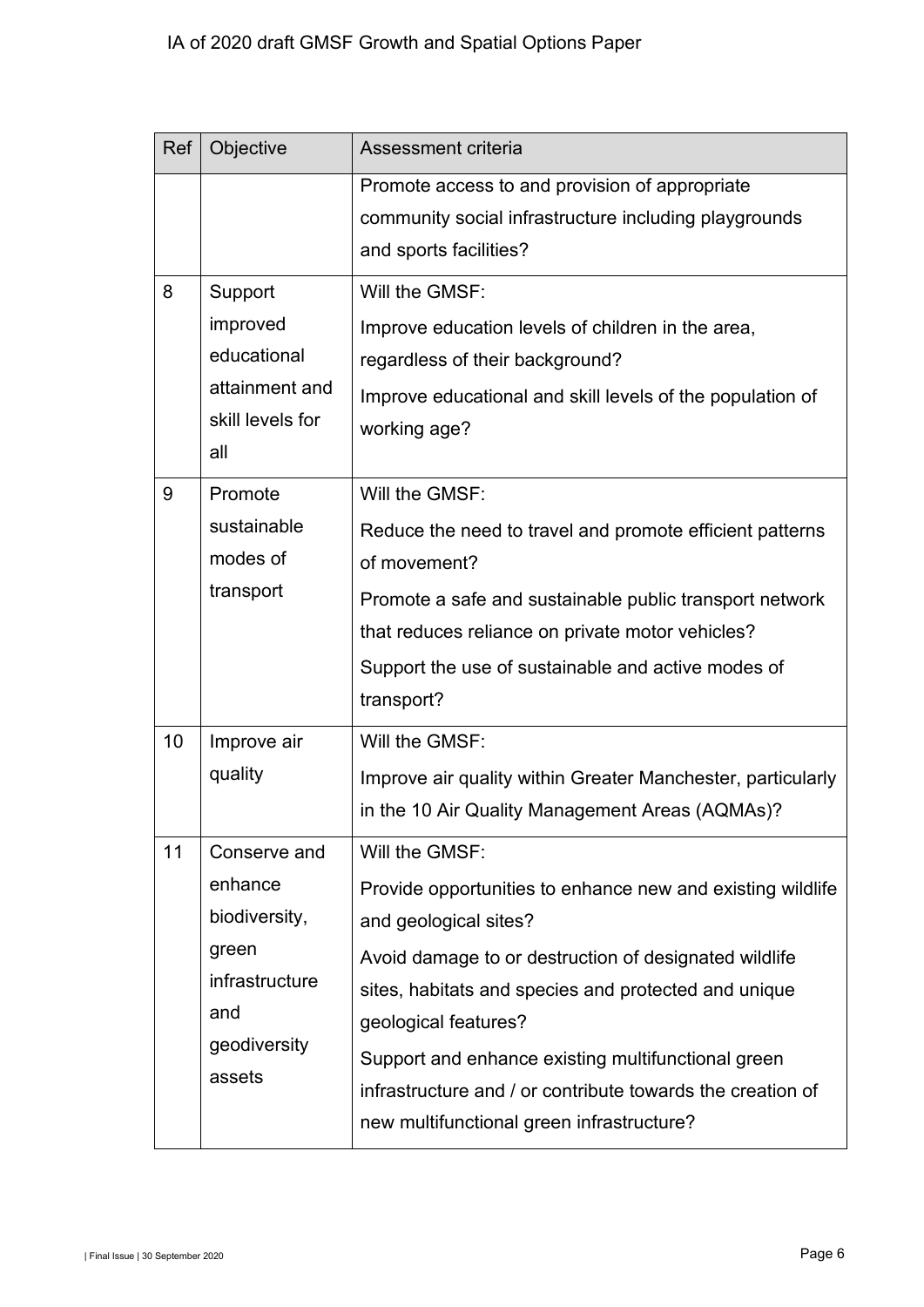| Ref | Objective | Assessment criteria |
|---|---|---|
| | | Promote access to and provision of appropriate community social infrastructure including playgrounds and sports facilities? |
| 8 | Support improved educational attainment and skill levels for all | Will the GMSF:<br>Improve education levels of children in the area, regardless of their background?<br>Improve educational and skill levels of the population of working age? |
| 9 | Promote sustainable modes of transport | Will the GMSF:<br>Reduce the need to travel and promote efficient patterns of movement?<br>Promote a safe and sustainable public transport network that reduces reliance on private motor vehicles?<br>Support the use of sustainable and active modes of transport? |
| 10 | Improve air quality | Will the GMSF:<br>Improve air quality within Greater Manchester, particularly in the 10 Air Quality Management Areas (AQMAs)? |
| 11 | Conserve and enhance biodiversity, green infrastructure and geodiversity assets | Will the GMSF:<br>Provide opportunities to enhance new and existing wildlife and geological sites?<br>Avoid damage to or destruction of designated wildlife sites, habitats and species and protected and unique geological features?<br>Support and enhance existing multifunctional green infrastructure and / or contribute towards the creation of new multifunctional green infrastructure? |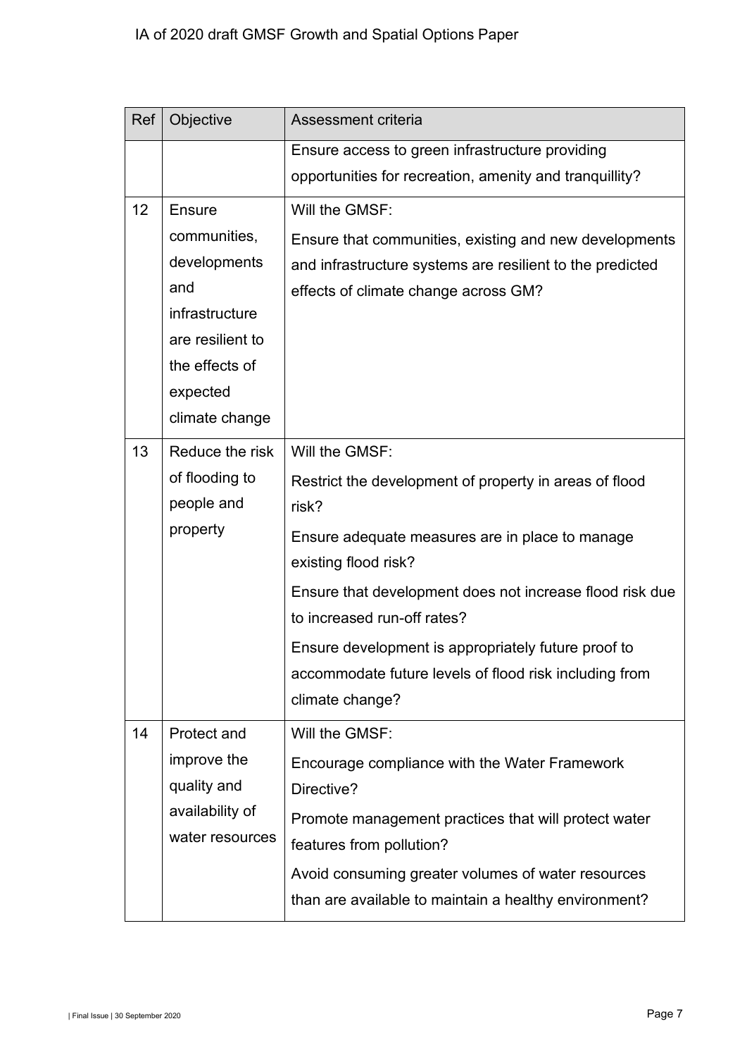| Ref | Objective | Assessment criteria |
|---|---|---|
| | | Ensure access to green infrastructure providing opportunities for recreation, amenity and tranquillity? |
| 12 | Ensure communities, developments and infrastructure are resilient to the effects of expected climate change | Will the GMSF:<br>Ensure that communities, existing and new developments and infrastructure systems are resilient to the predicted effects of climate change across GM? |
| 13 | Reduce the risk of flooding to people and property | Will the GMSF:<br>Restrict the development of property in areas of flood risk?<br>Ensure adequate measures are in place to manage existing flood risk?<br>Ensure that development does not increase flood risk due to increased run-off rates?<br>Ensure development is appropriately future proof to accommodate future levels of flood risk including from climate change? |
| 14 | Protect and improve the quality and availability of water resources | Will the GMSF:<br>Encourage compliance with the Water Framework Directive?<br>Promote management practices that will protect water features from pollution?<br>Avoid consuming greater volumes of water resources than are available to maintain a healthy environment? |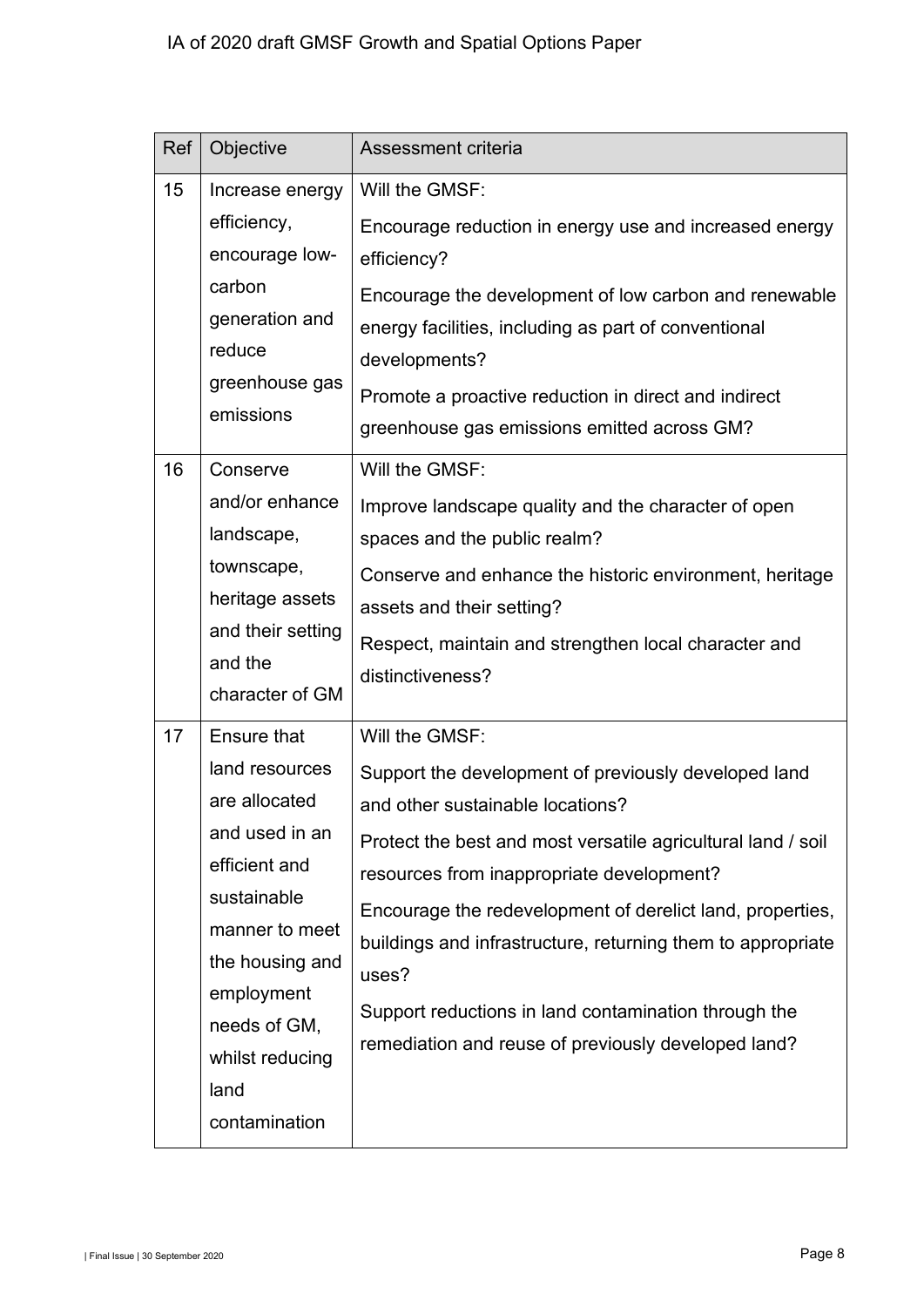| Ref | Objective | Assessment criteria |
|---|---|---|
| 15 | Increase energy efficiency, encourage low-carbon generation and reduce greenhouse gas emissions | Will the GMSF:<br>Encourage reduction in energy use and increased energy efficiency?<br>Encourage the development of low carbon and renewable energy facilities, including as part of conventional developments?<br>Promote a proactive reduction in direct and indirect greenhouse gas emissions emitted across GM? |
| 16 | Conserve and/or enhance landscape, townscape, heritage assets and their setting and the character of GM | Will the GMSF:<br>Improve landscape quality and the character of open spaces and the public realm?<br>Conserve and enhance the historic environment, heritage assets and their setting?<br>Respect, maintain and strengthen local character and distinctiveness? |
| 17 | Ensure that land resources are allocated and used in an efficient and sustainable manner to meet the housing and employment needs of GM, whilst reducing land contamination | Will the GMSF:<br>Support the development of previously developed land and other sustainable locations?<br>Protect the best and most versatile agricultural land / soil resources from inappropriate development?<br>Encourage the redevelopment of derelict land, properties, buildings and infrastructure, returning them to appropriate uses?<br>Support reductions in land contamination through the remediation and reuse of previously developed land? |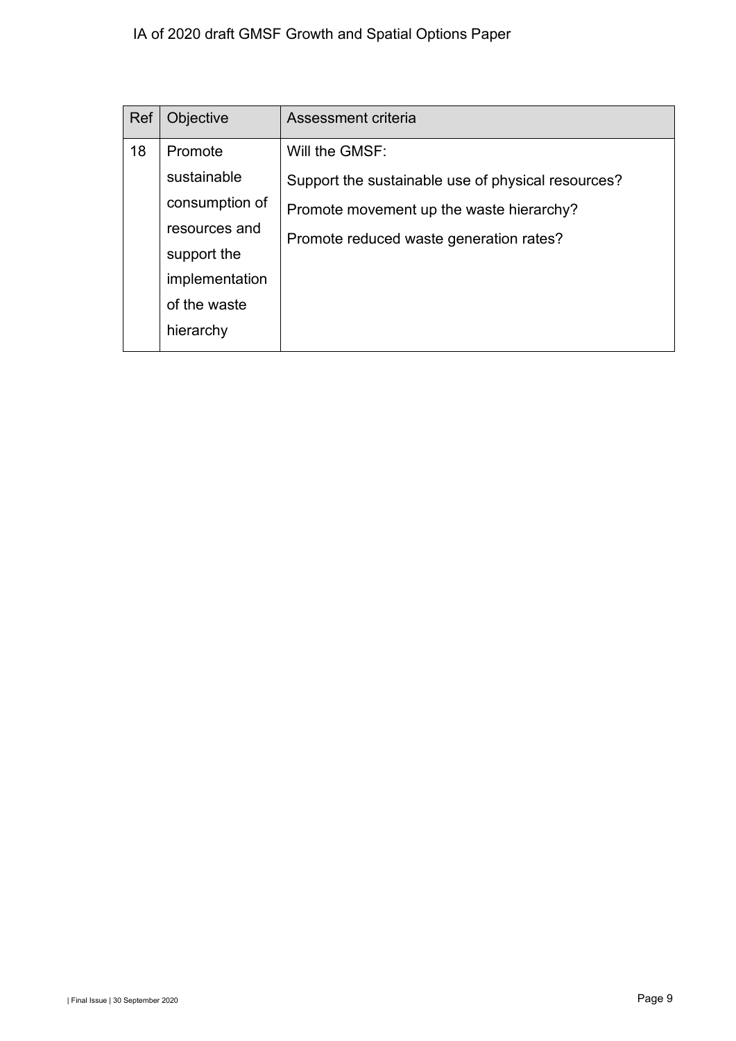| Ref | Objective | Assessment criteria |
| --- | --- | --- |
| 18 | Promote sustainable consumption of resources and support the implementation of the waste hierarchy | Will the GMSF:<br>Support the sustainable use of physical resources?<br>Promote movement up the waste hierarchy?<br>Promote reduced waste generation rates? |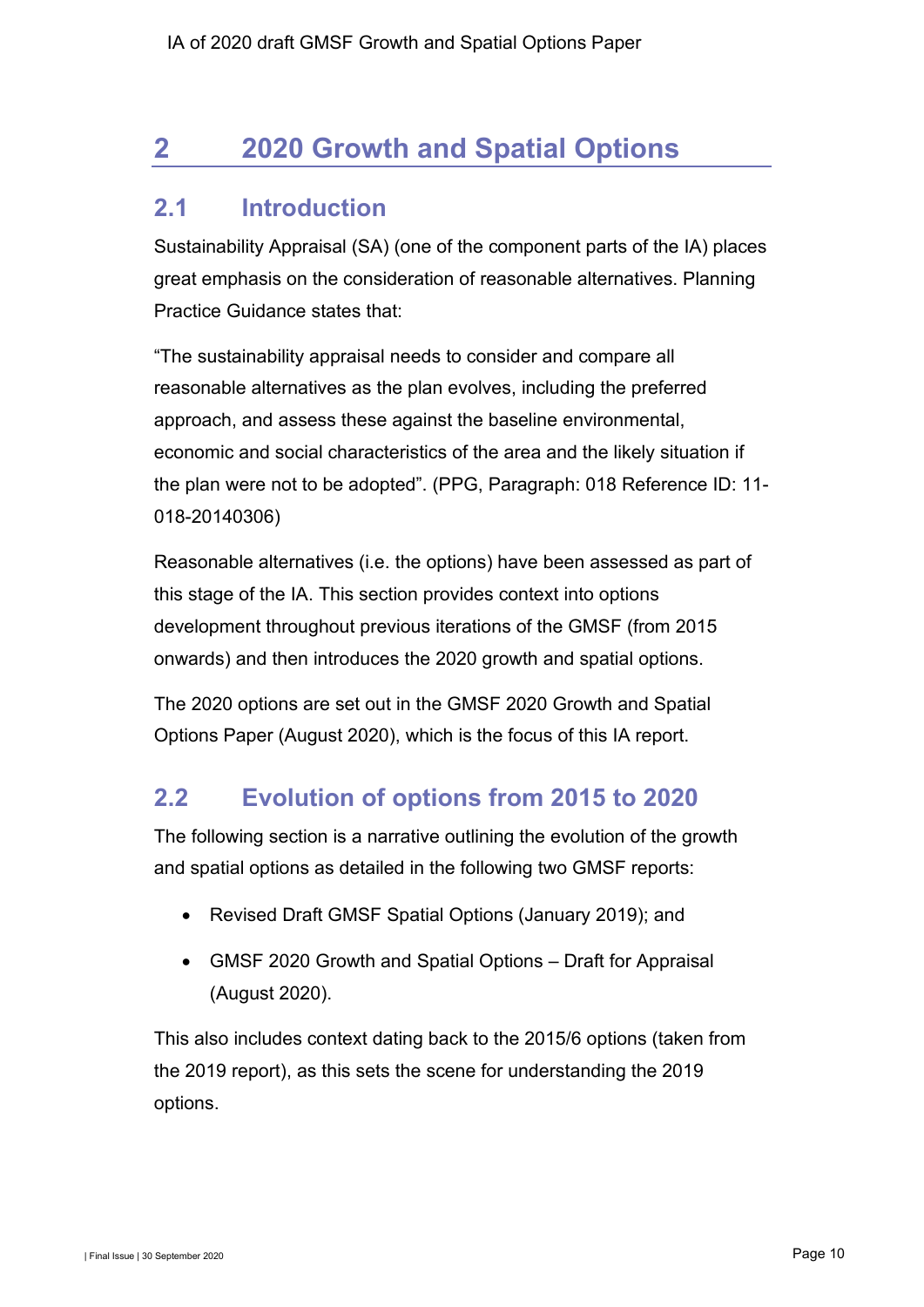## 2 2020 Growth and Spatial Options

### 2.1 Introduction

Sustainability Appraisal (SA) (one of the component parts of the IA) places great emphasis on the consideration of reasonable alternatives. Planning Practice Guidance states that:

"The sustainability appraisal needs to consider and compare all reasonable alternatives as the plan evolves, including the preferred approach, and assess these against the baseline environmental, economic and social characteristics of the area and the likely situation if the plan were not to be adopted". (PPG, Paragraph: 018 Reference ID: 11-018-20140306)

Reasonable alternatives (i.e. the options) have been assessed as part of this stage of the IA. This section provides context into options development throughout previous iterations of the GMSF (from 2015 onwards) and then introduces the 2020 growth and spatial options.

The 2020 options are set out in the GMSF 2020 Growth and Spatial Options Paper (August 2020), which is the focus of this IA report.

### 2.2 Evolution of options from 2015 to 2020

The following section is a narrative outlining the evolution of the growth and spatial options as detailed in the following two GMSF reports:

- Revised Draft GMSF Spatial Options (January 2019); and
- GMSF 2020 Growth and Spatial Options – Draft for Appraisal (August 2020).

This also includes context dating back to the 2015/6 options (taken from the 2019 report), as this sets the scene for understanding the 2019 options.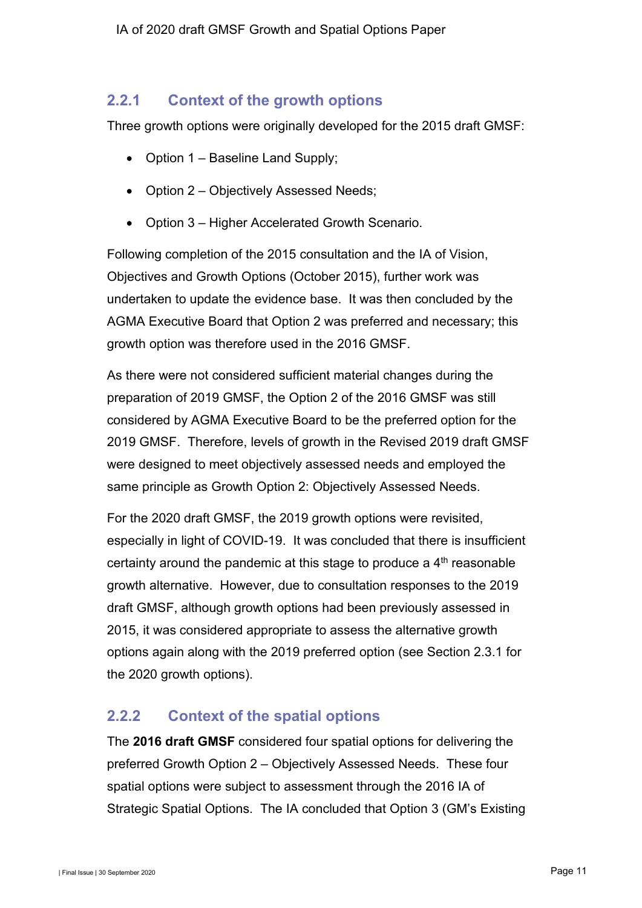### 2.2.1 Context of the growth options

Three growth options were originally developed for the 2015 draft GMSF:

- Option 1 – Baseline Land Supply;
- Option 2 – Objectively Assessed Needs;
- Option 3 – Higher Accelerated Growth Scenario.

Following completion of the 2015 consultation and the IA of Vision, Objectives and Growth Options (October 2015), further work was undertaken to update the evidence base. It was then concluded by the AGMA Executive Board that Option 2 was preferred and necessary; this growth option was therefore used in the 2016 GMSF.

As there were not considered sufficient material changes during the preparation of 2019 GMSF, the Option 2 of the 2016 GMSF was still considered by AGMA Executive Board to be the preferred option for the 2019 GMSF. Therefore, levels of growth in the Revised 2019 draft GMSF were designed to meet objectively assessed needs and employed the same principle as Growth Option 2: Objectively Assessed Needs.

For the 2020 draft GMSF, the 2019 growth options were revisited, especially in light of COVID-19. It was concluded that there is insufficient certainty around the pandemic at this stage to produce a 4th reasonable growth alternative. However, due to consultation responses to the 2019 draft GMSF, although growth options had been previously assessed in 2015, it was considered appropriate to assess the alternative growth options again along with the 2019 preferred option (see Section 2.3.1 for the 2020 growth options).

### 2.2.2 Context of the spatial options

The **2016 draft GMSF** considered four spatial options for delivering the preferred Growth Option 2 – Objectively Assessed Needs. These four spatial options were subject to assessment through the 2016 IA of Strategic Spatial Options. The IA concluded that Option 3 (GM's Existing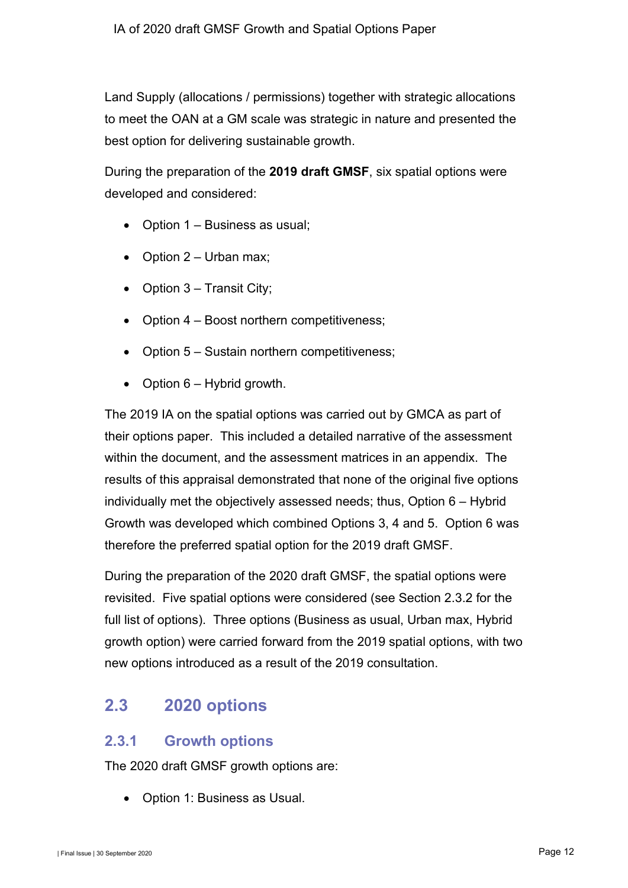Land Supply (allocations / permissions) together with strategic allocations to meet the OAN at a GM scale was strategic in nature and presented the best option for delivering sustainable growth.

During the preparation of the **2019 draft GMSF**, six spatial options were developed and considered:

- Option 1 – Business as usual;
- Option 2 – Urban max;
- Option 3 – Transit City;
- Option 4 – Boost northern competitiveness;
- Option 5 – Sustain northern competitiveness;
- Option 6 – Hybrid growth.

The 2019 IA on the spatial options was carried out by GMCA as part of their options paper. This included a detailed narrative of the assessment within the document, and the assessment matrices in an appendix. The results of this appraisal demonstrated that none of the original five options individually met the objectively assessed needs; thus, Option 6 – Hybrid Growth was developed which combined Options 3, 4 and 5. Option 6 was therefore the preferred spatial option for the 2019 draft GMSF.

During the preparation of the 2020 draft GMSF, the spatial options were revisited. Five spatial options were considered (see Section 2.3.2 for the full list of options). Three options (Business as usual, Urban max, Hybrid growth option) were carried forward from the 2019 spatial options, with two new options introduced as a result of the 2019 consultation.

## 2.3 2020 options

### 2.3.1 Growth options

The 2020 draft GMSF growth options are:

- Option 1: Business as Usual.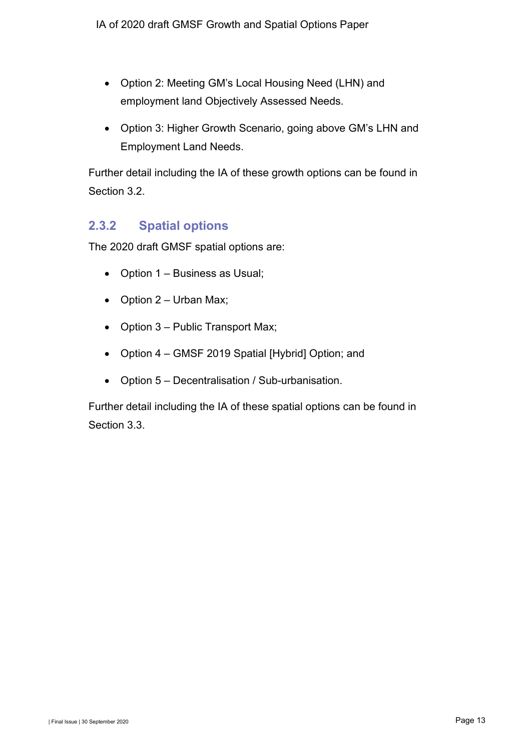- Option 2: Meeting GM's Local Housing Need (LHN) and employment land Objectively Assessed Needs.
- Option 3: Higher Growth Scenario, going above GM's LHN and Employment Land Needs.

Further detail including the IA of these growth options can be found in Section 3.2.

### 2.3.2 Spatial options

The 2020 draft GMSF spatial options are:

- Option 1 – Business as Usual;
- Option 2 – Urban Max;
- Option 3 – Public Transport Max;
- Option 4 – GMSF 2019 Spatial [Hybrid] Option; and
- Option 5 – Decentralisation / Sub-urbanisation.

Further detail including the IA of these spatial options can be found in Section 3.3.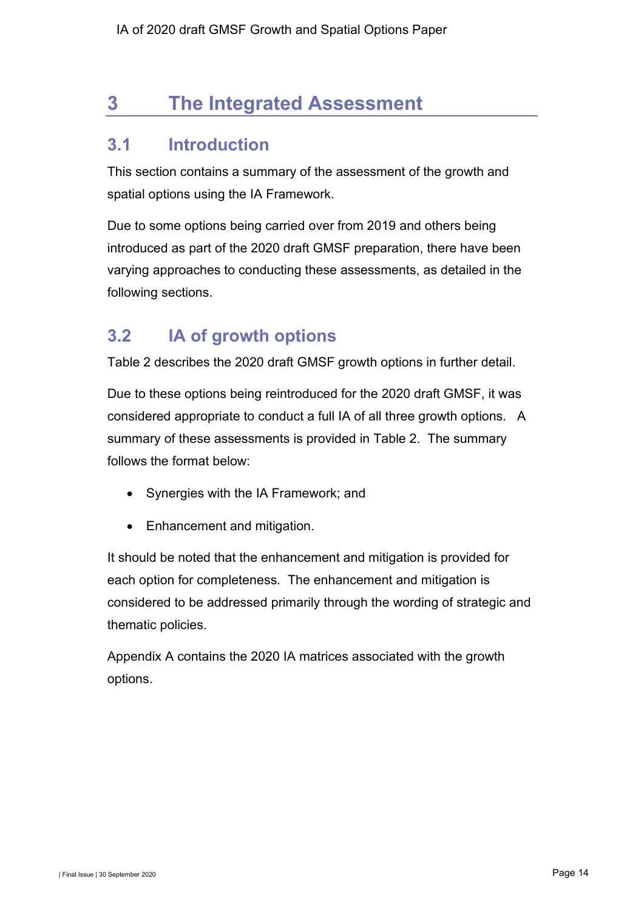# 3 The Integrated Assessment

## 3.1 Introduction

This section contains a summary of the assessment of the growth and spatial options using the IA Framework.

Due to some options being carried over from 2019 and others being introduced as part of the 2020 draft GMSF preparation, there have been varying approaches to conducting these assessments, as detailed in the following sections.

## 3.2 IA of growth options

Table 2 describes the 2020 draft GMSF growth options in further detail.

Due to these options being reintroduced for the 2020 draft GMSF, it was considered appropriate to conduct a full IA of all three growth options. A summary of these assessments is provided in Table 2. The summary follows the format below:

- Synergies with the IA Framework; and
- Enhancement and mitigation.

It should be noted that the enhancement and mitigation is provided for each option for completeness. The enhancement and mitigation is considered to be addressed primarily through the wording of strategic and thematic policies.

Appendix A contains the 2020 IA matrices associated with the growth options.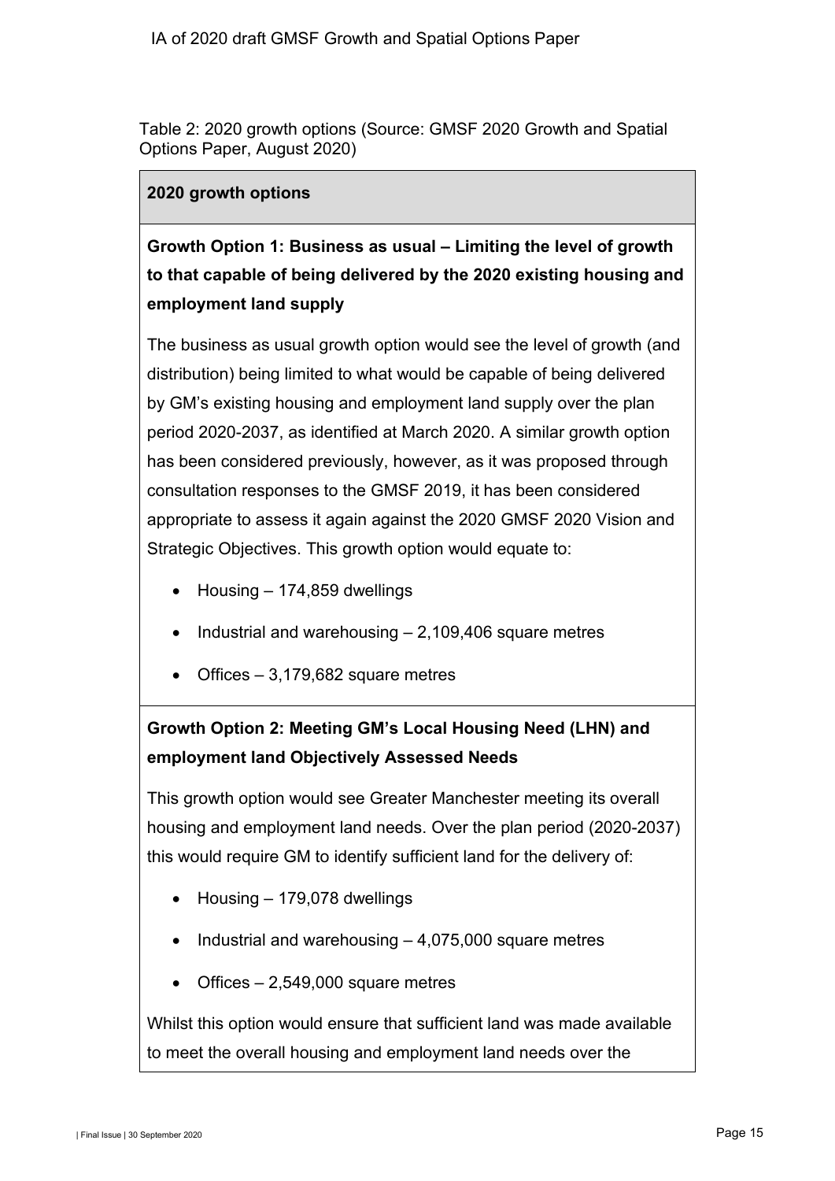Table 2: 2020 growth options (Source: GMSF 2020 Growth and Spatial Options Paper, August 2020)

| 2020 growth options |
| --- |
| **Growth Option 1: Business as usual – Limiting the level of growth to that capable of being delivered by the 2020 existing housing and employment land supply**<br><br>The business as usual growth option would see the level of growth (and distribution) being limited to what would be capable of being delivered by GM's existing housing and employment land supply over the plan period 2020-2037, as identified at March 2020. A similar growth option has been considered previously, however, as it was proposed through consultation responses to the GMSF 2019, it has been considered appropriate to assess it again against the 2020 GMSF 2020 Vision and Strategic Objectives. This growth option would equate to:<br><br>• Housing – 174,859 dwellings<br>• Industrial and warehousing – 2,109,406 square metres<br>• Offices – 3,179,682 square metres |
| **Growth Option 2: Meeting GM's Local Housing Need (LHN) and employment land Objectively Assessed Needs**<br><br>This growth option would see Greater Manchester meeting its overall housing and employment land needs. Over the plan period (2020-2037) this would require GM to identify sufficient land for the delivery of:<br><br>• Housing – 179,078 dwellings<br>• Industrial and warehousing – 4,075,000 square metres<br>• Offices – 2,549,000 square metres<br><br>Whilst this option would ensure that sufficient land was made available to meet the overall housing and employment land needs over the |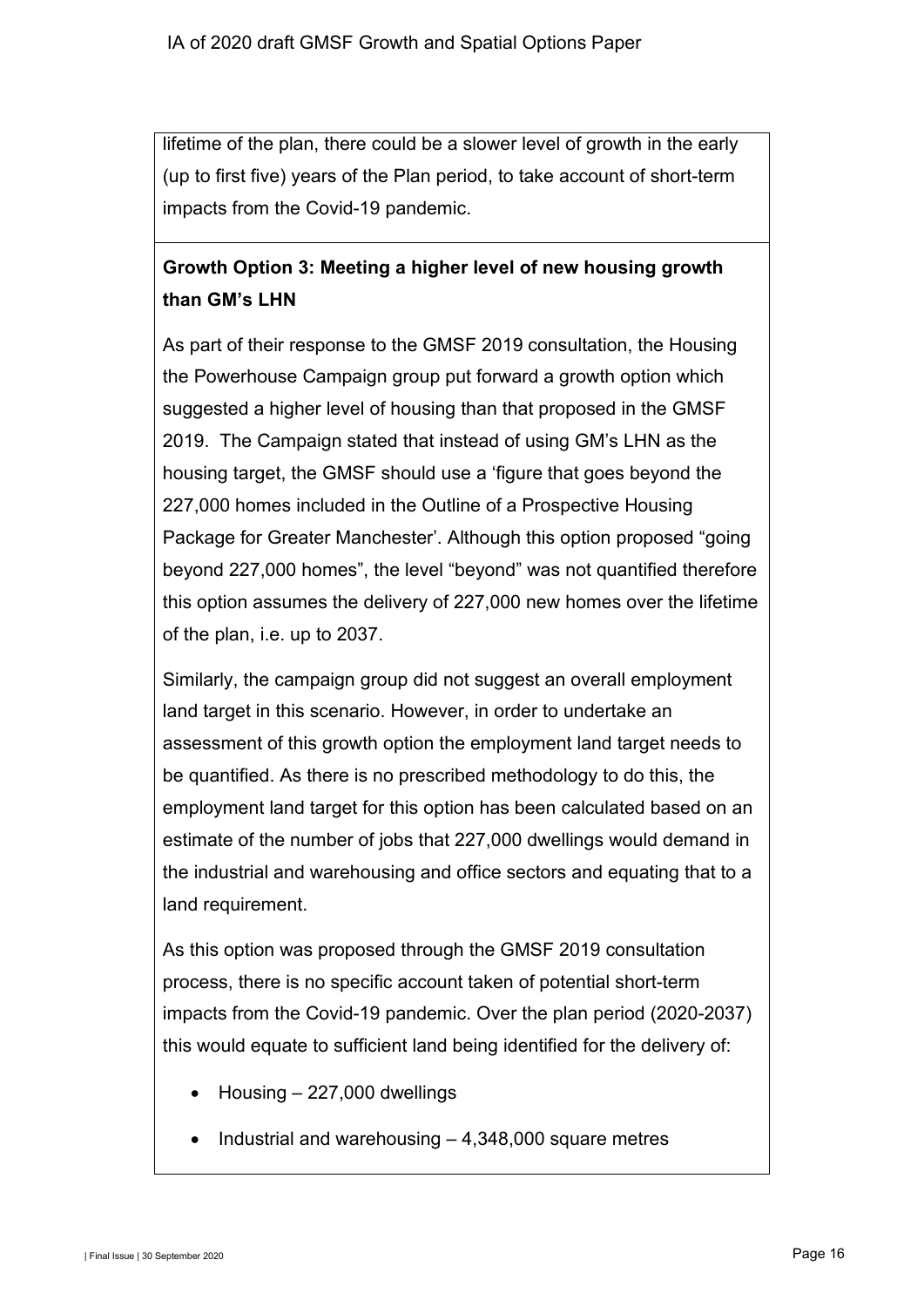lifetime of the plan, there could be a slower level of growth in the early (up to first five) years of the Plan period, to take account of short-term impacts from the Covid-19 pandemic.

**Growth Option 3: Meeting a higher level of new housing growth than GM's LHN**

As part of their response to the GMSF 2019 consultation, the Housing the Powerhouse Campaign group put forward a growth option which suggested a higher level of housing than that proposed in the GMSF 2019. The Campaign stated that instead of using GM's LHN as the housing target, the GMSF should use a 'figure that goes beyond the 227,000 homes included in the Outline of a Prospective Housing Package for Greater Manchester'. Although this option proposed "going beyond 227,000 homes", the level "beyond" was not quantified therefore this option assumes the delivery of 227,000 new homes over the lifetime of the plan, i.e. up to 2037.

Similarly, the campaign group did not suggest an overall employment land target in this scenario. However, in order to undertake an assessment of this growth option the employment land target needs to be quantified. As there is no prescribed methodology to do this, the employment land target for this option has been calculated based on an estimate of the number of jobs that 227,000 dwellings would demand in the industrial and warehousing and office sectors and equating that to a land requirement.

As this option was proposed through the GMSF 2019 consultation process, there is no specific account taken of potential short-term impacts from the Covid-19 pandemic. Over the plan period (2020-2037) this would equate to sufficient land being identified for the delivery of:

- Housing – 227,000 dwellings
- Industrial and warehousing – 4,348,000 square metres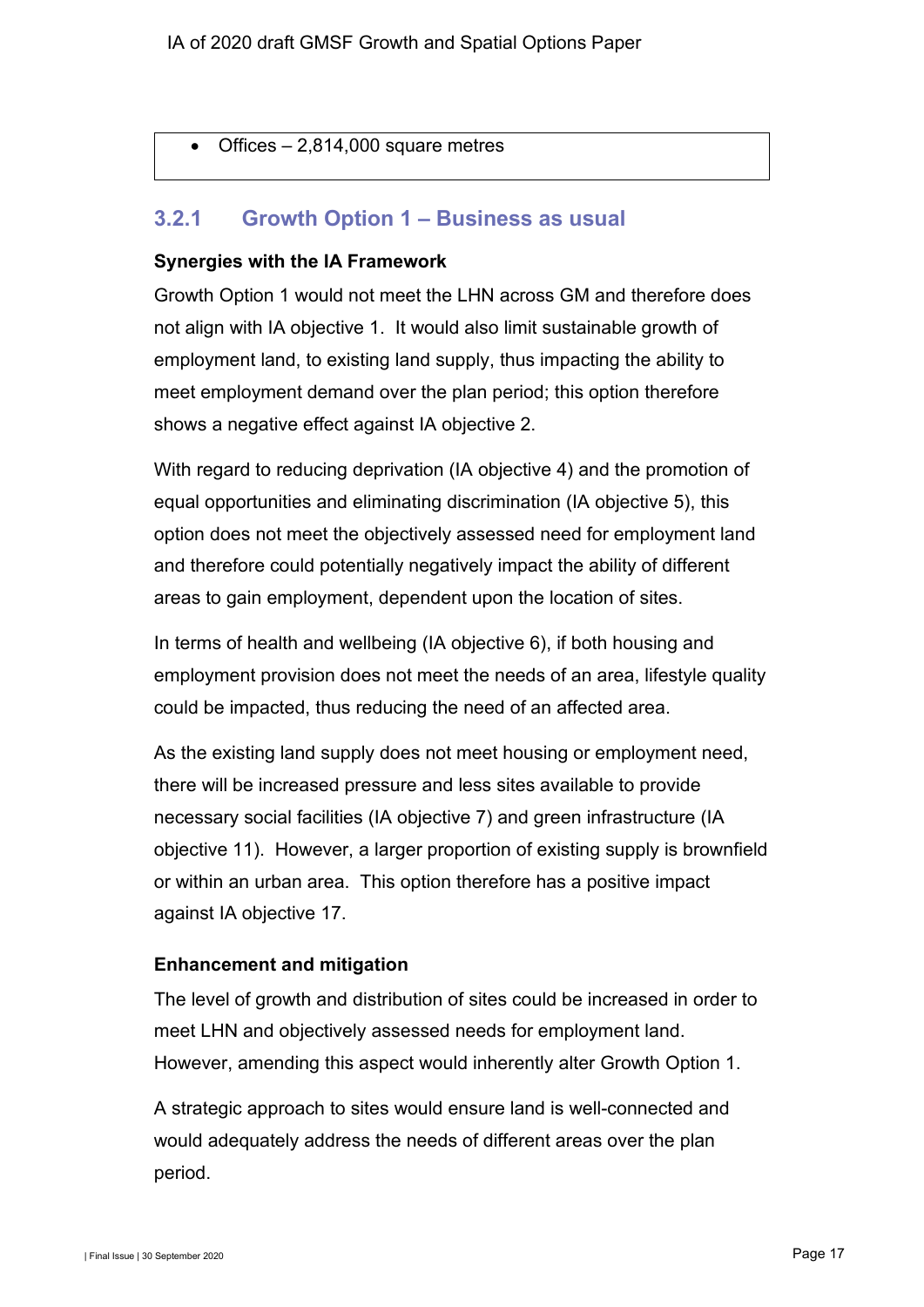- Offices – 2,814,000 square metres

### 3.2.1 Growth Option 1 – Business as usual

**Synergies with the IA Framework**

Growth Option 1 would not meet the LHN across GM and therefore does not align with IA objective 1. It would also limit sustainable growth of employment land, to existing land supply, thus impacting the ability to meet employment demand over the plan period; this option therefore shows a negative effect against IA objective 2.

With regard to reducing deprivation (IA objective 4) and the promotion of equal opportunities and eliminating discrimination (IA objective 5), this option does not meet the objectively assessed need for employment land and therefore could potentially negatively impact the ability of different areas to gain employment, dependent upon the location of sites.

In terms of health and wellbeing (IA objective 6), if both housing and employment provision does not meet the needs of an area, lifestyle quality could be impacted, thus reducing the need of an affected area.

As the existing land supply does not meet housing or employment need, there will be increased pressure and less sites available to provide necessary social facilities (IA objective 7) and green infrastructure (IA objective 11). However, a larger proportion of existing supply is brownfield or within an urban area. This option therefore has a positive impact against IA objective 17.

**Enhancement and mitigation**

The level of growth and distribution of sites could be increased in order to meet LHN and objectively assessed needs for employment land. However, amending this aspect would inherently alter Growth Option 1.

A strategic approach to sites would ensure land is well-connected and would adequately address the needs of different areas over the plan period.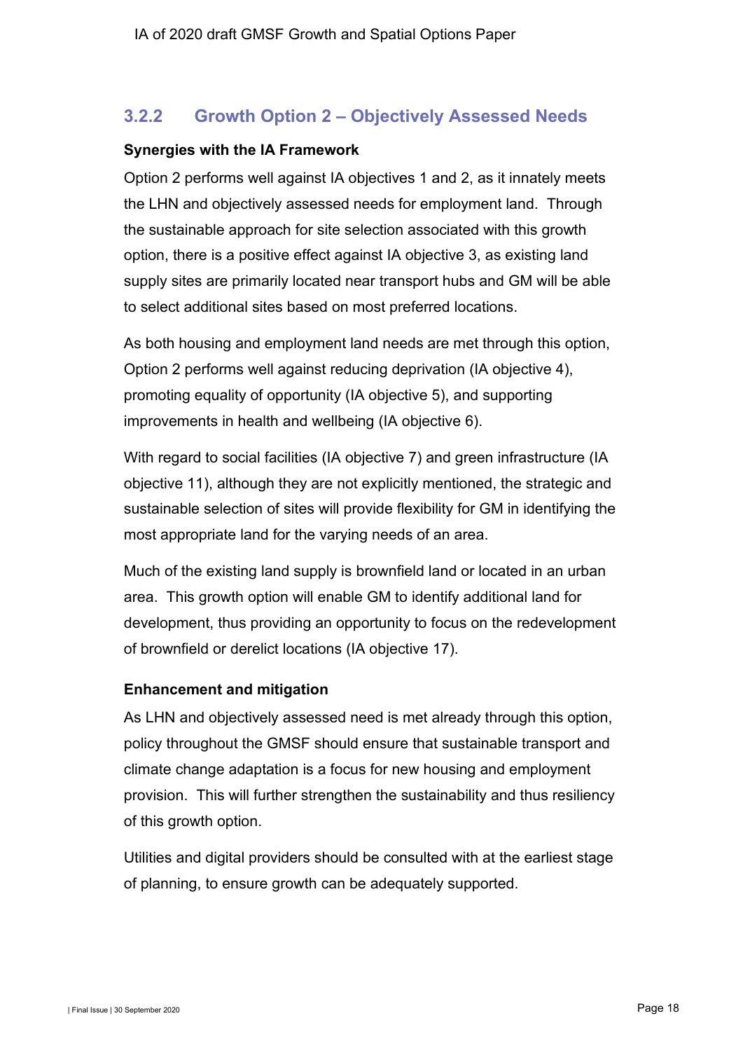### 3.2.2 Growth Option 2 – Objectively Assessed Needs

**Synergies with the IA Framework**

Option 2 performs well against IA objectives 1 and 2, as it innately meets the LHN and objectively assessed needs for employment land. Through the sustainable approach for site selection associated with this growth option, there is a positive effect against IA objective 3, as existing land supply sites are primarily located near transport hubs and GM will be able to select additional sites based on most preferred locations.

As both housing and employment land needs are met through this option, Option 2 performs well against reducing deprivation (IA objective 4), promoting equality of opportunity (IA objective 5), and supporting improvements in health and wellbeing (IA objective 6).

With regard to social facilities (IA objective 7) and green infrastructure (IA objective 11), although they are not explicitly mentioned, the strategic and sustainable selection of sites will provide flexibility for GM in identifying the most appropriate land for the varying needs of an area.

Much of the existing land supply is brownfield land or located in an urban area. This growth option will enable GM to identify additional land for development, thus providing an opportunity to focus on the redevelopment of brownfield or derelict locations (IA objective 17).

**Enhancement and mitigation**

As LHN and objectively assessed need is met already through this option, policy throughout the GMSF should ensure that sustainable transport and climate change adaptation is a focus for new housing and employment provision. This will further strengthen the sustainability and thus resiliency of this growth option.

Utilities and digital providers should be consulted with at the earliest stage of planning, to ensure growth can be adequately supported.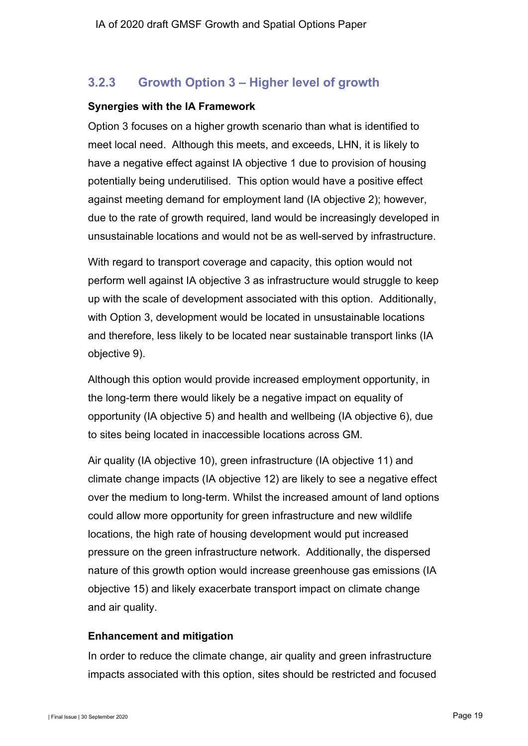### 3.2.3 Growth Option 3 – Higher level of growth

**Synergies with the IA Framework**

Option 3 focuses on a higher growth scenario than what is identified to meet local need. Although this meets, and exceeds, LHN, it is likely to have a negative effect against IA objective 1 due to provision of housing potentially being underutilised. This option would have a positive effect against meeting demand for employment land (IA objective 2); however, due to the rate of growth required, land would be increasingly developed in unsustainable locations and would not be as well-served by infrastructure.

With regard to transport coverage and capacity, this option would not perform well against IA objective 3 as infrastructure would struggle to keep up with the scale of development associated with this option. Additionally, with Option 3, development would be located in unsustainable locations and therefore, less likely to be located near sustainable transport links (IA objective 9).

Although this option would provide increased employment opportunity, in the long-term there would likely be a negative impact on equality of opportunity (IA objective 5) and health and wellbeing (IA objective 6), due to sites being located in inaccessible locations across GM.

Air quality (IA objective 10), green infrastructure (IA objective 11) and climate change impacts (IA objective 12) are likely to see a negative effect over the medium to long-term. Whilst the increased amount of land options could allow more opportunity for green infrastructure and new wildlife locations, the high rate of housing development would put increased pressure on the green infrastructure network. Additionally, the dispersed nature of this growth option would increase greenhouse gas emissions (IA objective 15) and likely exacerbate transport impact on climate change and air quality.

**Enhancement and mitigation**

In order to reduce the climate change, air quality and green infrastructure impacts associated with this option, sites should be restricted and focused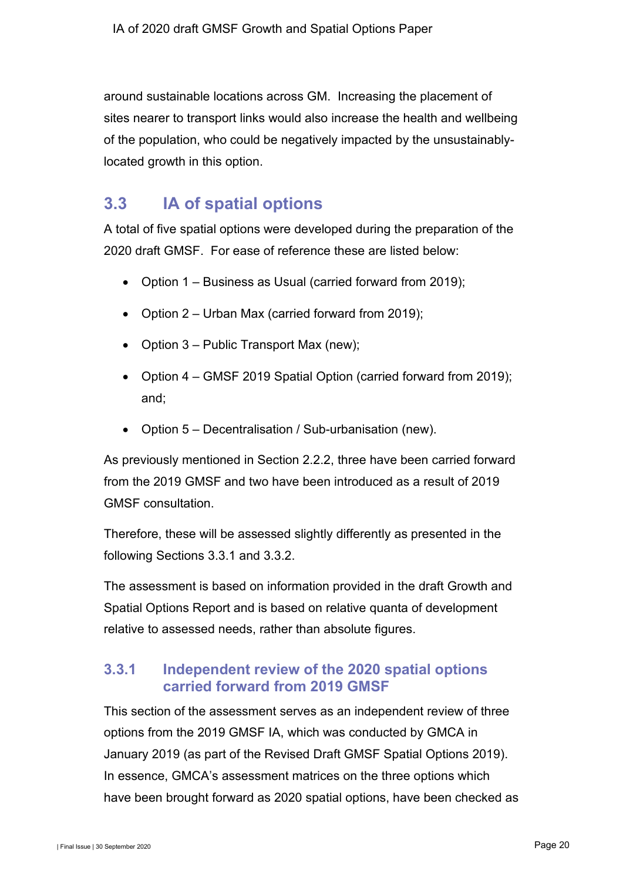around sustainable locations across GM. Increasing the placement of sites nearer to transport links would also increase the health and wellbeing of the population, who could be negatively impacted by the unsustainably-located growth in this option.

## 3.3 IA of spatial options

A total of five spatial options were developed during the preparation of the 2020 draft GMSF. For ease of reference these are listed below:

- Option 1 – Business as Usual (carried forward from 2019);
- Option 2 – Urban Max (carried forward from 2019);
- Option 3 – Public Transport Max (new);
- Option 4 – GMSF 2019 Spatial Option (carried forward from 2019); and;
- Option 5 – Decentralisation / Sub-urbanisation (new).

As previously mentioned in Section 2.2.2, three have been carried forward from the 2019 GMSF and two have been introduced as a result of 2019 GMSF consultation.

Therefore, these will be assessed slightly differently as presented in the following Sections 3.3.1 and 3.3.2.

The assessment is based on information provided in the draft Growth and Spatial Options Report and is based on relative quanta of development relative to assessed needs, rather than absolute figures.

### 3.3.1 Independent review of the 2020 spatial options carried forward from 2019 GMSF

This section of the assessment serves as an independent review of three options from the 2019 GMSF IA, which was conducted by GMCA in January 2019 (as part of the Revised Draft GMSF Spatial Options 2019). In essence, GMCA's assessment matrices on the three options which have been brought forward as 2020 spatial options, have been checked as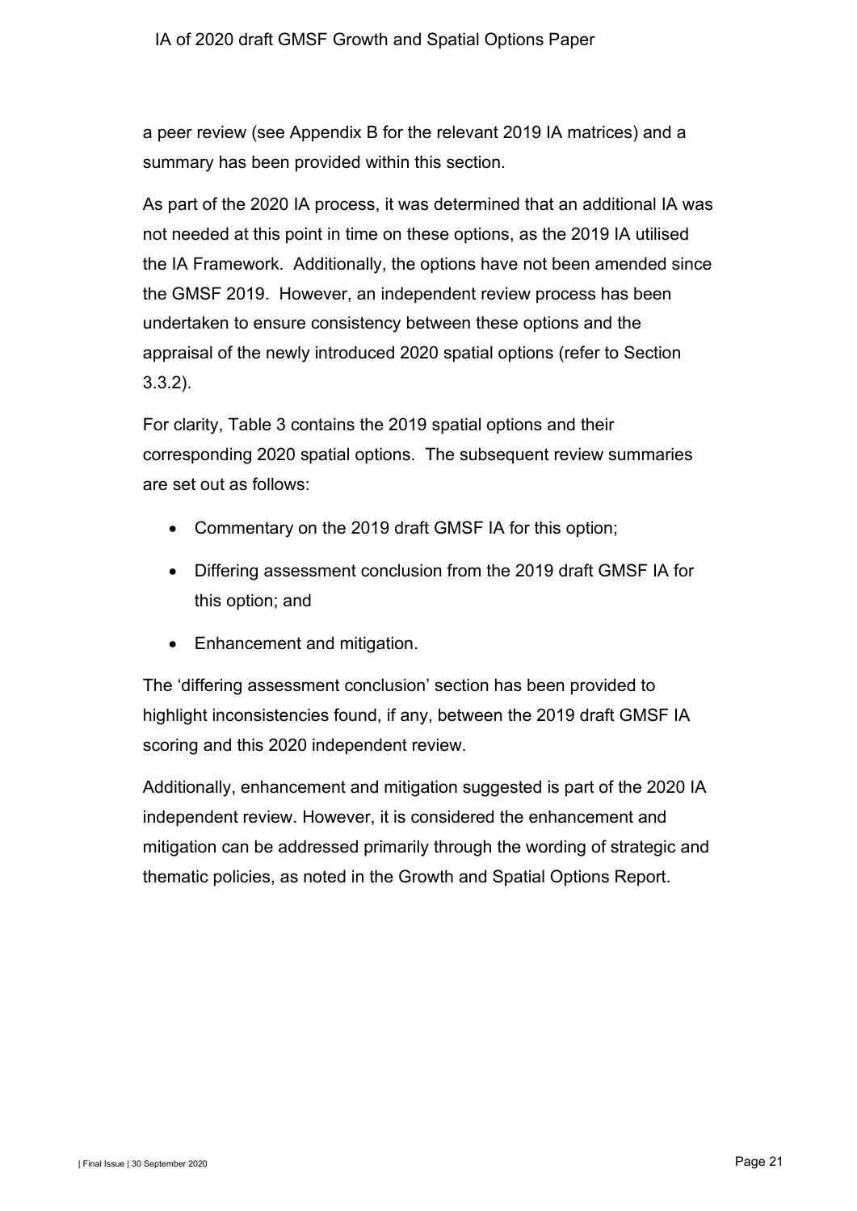a peer review (see Appendix B for the relevant 2019 IA matrices) and a summary has been provided within this section.

As part of the 2020 IA process, it was determined that an additional IA was not needed at this point in time on these options, as the 2019 IA utilised the IA Framework. Additionally, the options have not been amended since the GMSF 2019. However, an independent review process has been undertaken to ensure consistency between these options and the appraisal of the newly introduced 2020 spatial options (refer to Section 3.3.2).

For clarity, Table 3 contains the 2019 spatial options and their corresponding 2020 spatial options. The subsequent review summaries are set out as follows:

- Commentary on the 2019 draft GMSF IA for this option;
- Differing assessment conclusion from the 2019 draft GMSF IA for this option; and
- Enhancement and mitigation.

The 'differing assessment conclusion' section has been provided to highlight inconsistencies found, if any, between the 2019 draft GMSF IA scoring and this 2020 independent review.

Additionally, enhancement and mitigation suggested is part of the 2020 IA independent review. However, it is considered the enhancement and mitigation can be addressed primarily through the wording of strategic and thematic policies, as noted in the Growth and Spatial Options Report.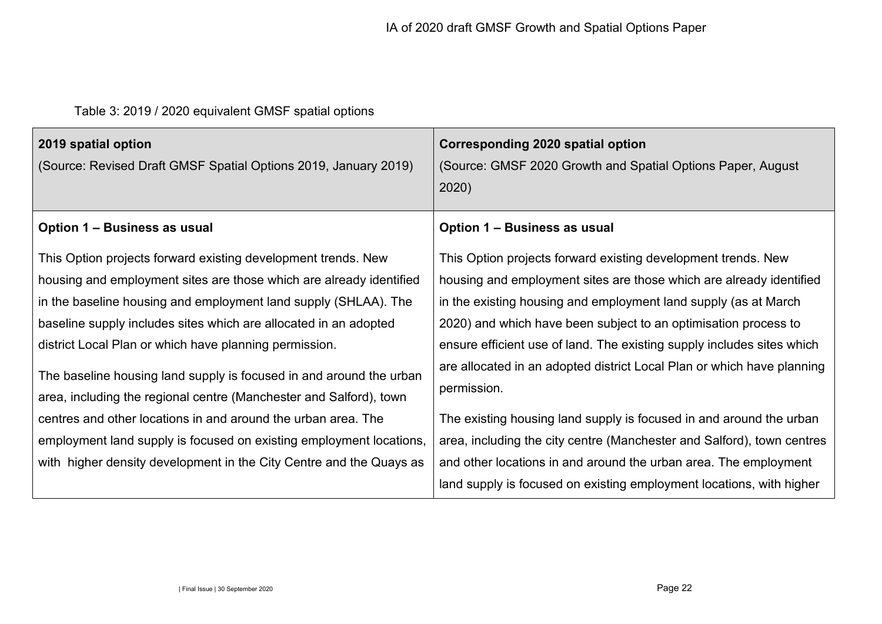Table 3: 2019 / 2020 equivalent GMSF spatial options

| **2019 spatial option** (Source: Revised Draft GMSF Spatial Options 2019, January 2019) | **Corresponding 2020 spatial option** (Source: GMSF 2020 Growth and Spatial Options Paper, August 2020) |
|---|---|
| **Option 1 – Business as usual**<br><br>This Option projects forward existing development trends. New housing and employment sites are those which are already identified in the baseline housing and employment land supply (SHLAA). The baseline supply includes sites which are allocated in an adopted district Local Plan or which have planning permission.<br><br>The baseline housing land supply is focused in and around the urban area, including the regional centre (Manchester and Salford), town centres and other locations in and around the urban area. The employment land supply is focused on existing employment locations, with higher density development in the City Centre and the Quays as | **Option 1 – Business as usual**<br><br>This Option projects forward existing development trends. New housing and employment sites are those which are already identified in the existing housing and employment land supply (as at March 2020) and which have been subject to an optimisation process to ensure efficient use of land. The existing supply includes sites which are allocated in an adopted district Local Plan or which have planning permission.<br><br>The existing housing land supply is focused in and around the urban area, including the city centre (Manchester and Salford), town centres and other locations in and around the urban area. The employment land supply is focused on existing employment locations, with higher |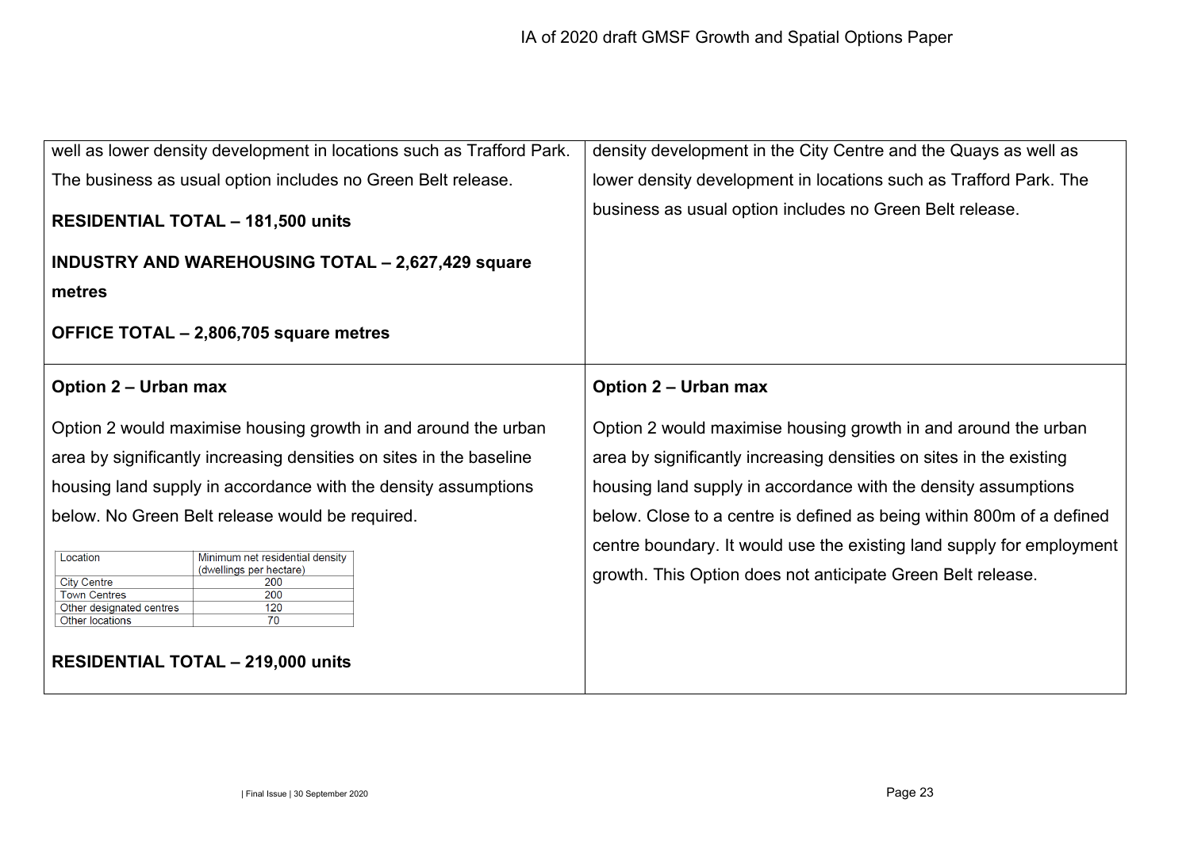| | |
|---|---|
| well as lower density development in locations such as Trafford Park. The business as usual option includes no Green Belt release.<br><br>**RESIDENTIAL TOTAL – 181,500 units**<br><br>**INDUSTRY AND WAREHOUSING TOTAL – 2,627,429 square metres**<br><br>**OFFICE TOTAL – 2,806,705 square metres** | density development in the City Centre and the Quays as well as lower density development in locations such as Trafford Park. The business as usual option includes no Green Belt release. |
| **Option 2 – Urban max**<br><br>Option 2 would maximise housing growth in and around the urban area by significantly increasing densities on sites in the baseline housing land supply in accordance with the density assumptions below. No Green Belt release would be required.<br><br>Location / Minimum net residential density (dwellings per hectare):<br>City Centre – 200<br>Town Centres – 200<br>Other designated centres – 120<br>Other locations – 70<br><br>**RESIDENTIAL TOTAL – 219,000 units** | **Option 2 – Urban max**<br><br>Option 2 would maximise housing growth in and around the urban area by significantly increasing densities on sites in the existing housing land supply in accordance with the density assumptions below. Close to a centre is defined as being within 800m of a defined centre boundary. It would use the existing land supply for employment growth. This Option does not anticipate Green Belt release. |

| Location | Minimum net residential density (dwellings per hectare) |
|---|---|
| City Centre | 200 |
| Town Centres | 200 |
| Other designated centres | 120 |
| Other locations | 70 |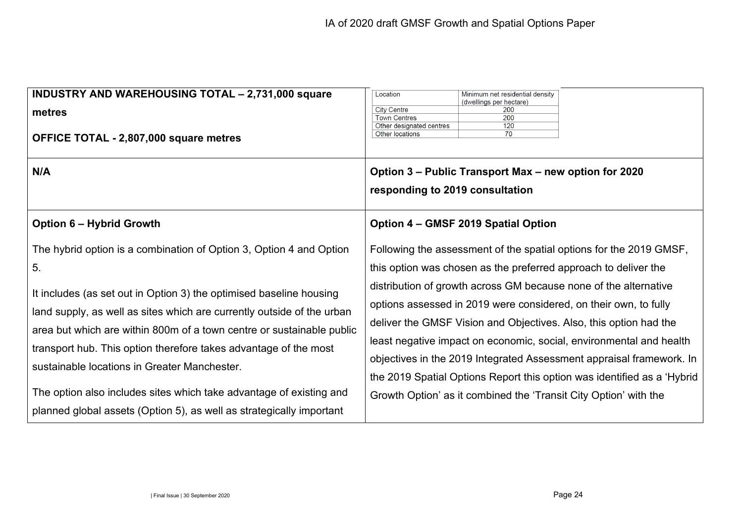| | |
|---|---|
| **INDUSTRY AND WAREHOUSING TOTAL – 2,731,000 square metres**<br><br>**OFFICE TOTAL - 2,807,000 square metres** | <table><tr><th>Location</th><th>Minimum net residential density (dwellings per hectare)</th></tr><tr><td>City Centre</td><td>200</td></tr><tr><td>Town Centres</td><td>200</td></tr><tr><td>Other designated centres</td><td>120</td></tr><tr><td>Other locations</td><td>70</td></tr></table> |
| **N/A** | **Option 3 – Public Transport Max – new option for 2020 responding to 2019 consultation** |
| **Option 6 – Hybrid Growth**<br><br>The hybrid option is a combination of Option 3, Option 4 and Option 5.<br><br>It includes (as set out in Option 3) the optimised baseline housing land supply, as well as sites which are currently outside of the urban area but which are within 800m of a town centre or sustainable public transport hub. This option therefore takes advantage of the most sustainable locations in Greater Manchester.<br><br>The option also includes sites which take advantage of existing and planned global assets (Option 5), as well as strategically important | **Option 4 – GMSF 2019 Spatial Option**<br><br>Following the assessment of the spatial options for the 2019 GMSF, this option was chosen as the preferred approach to deliver the distribution of growth across GM because none of the alternative options assessed in 2019 were considered, on their own, to fully deliver the GMSF Vision and Objectives. Also, this option had the least negative impact on economic, social, environmental and health objectives in the 2019 Integrated Assessment appraisal framework. In the 2019 Spatial Options Report this option was identified as a 'Hybrid Growth Option' as it combined the 'Transit City Option' with the |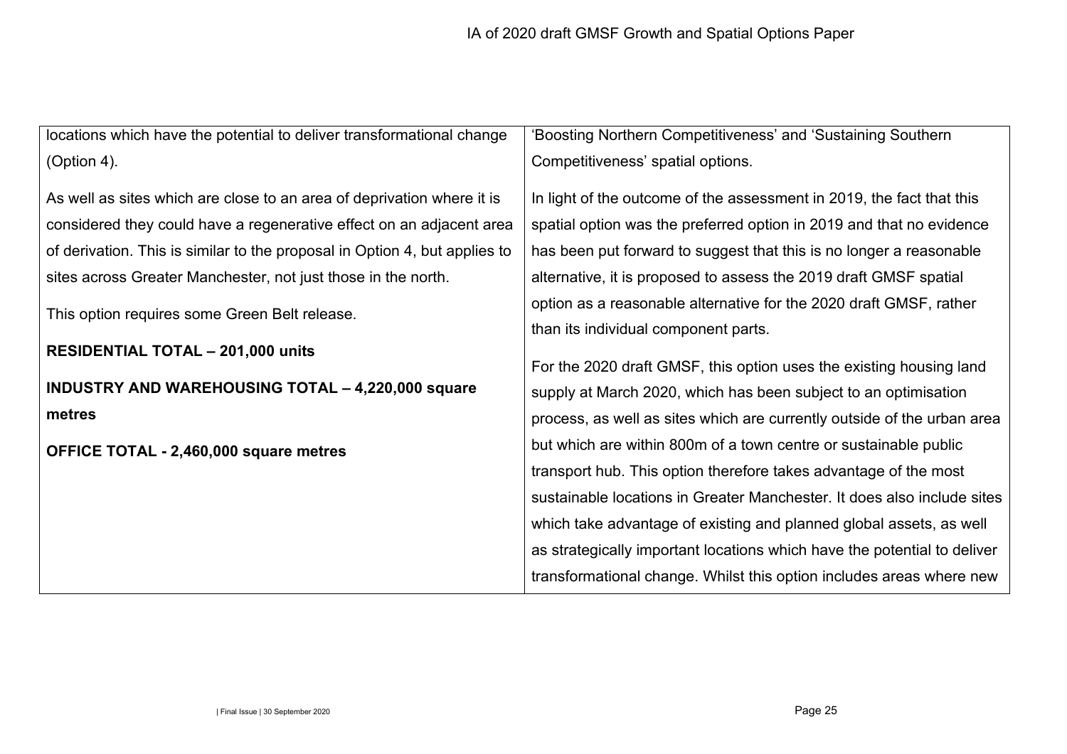| | |
|---|---|
| locations which have the potential to deliver transformational change (Option 4).<br><br>As well as sites which are close to an area of deprivation where it is considered they could have a regenerative effect on an adjacent area of derivation. This is similar to the proposal in Option 4, but applies to sites across Greater Manchester, not just those in the north.<br><br>This option requires some Green Belt release.<br><br>**RESIDENTIAL TOTAL – 201,000 units**<br><br>**INDUSTRY AND WAREHOUSING TOTAL – 4,220,000 square metres**<br><br>**OFFICE TOTAL - 2,460,000 square metres** | 'Boosting Northern Competitiveness' and 'Sustaining Southern Competitiveness' spatial options.<br><br>In light of the outcome of the assessment in 2019, the fact that this spatial option was the preferred option in 2019 and that no evidence has been put forward to suggest that this is no longer a reasonable alternative, it is proposed to assess the 2019 draft GMSF spatial option as a reasonable alternative for the 2020 draft GMSF, rather than its individual component parts.<br><br>For the 2020 draft GMSF, this option uses the existing housing land supply at March 2020, which has been subject to an optimisation process, as well as sites which are currently outside of the urban area but which are within 800m of a town centre or sustainable public transport hub. This option therefore takes advantage of the most sustainable locations in Greater Manchester. It does also include sites which take advantage of existing and planned global assets, as well as strategically important locations which have the potential to deliver transformational change. Whilst this option includes areas where new |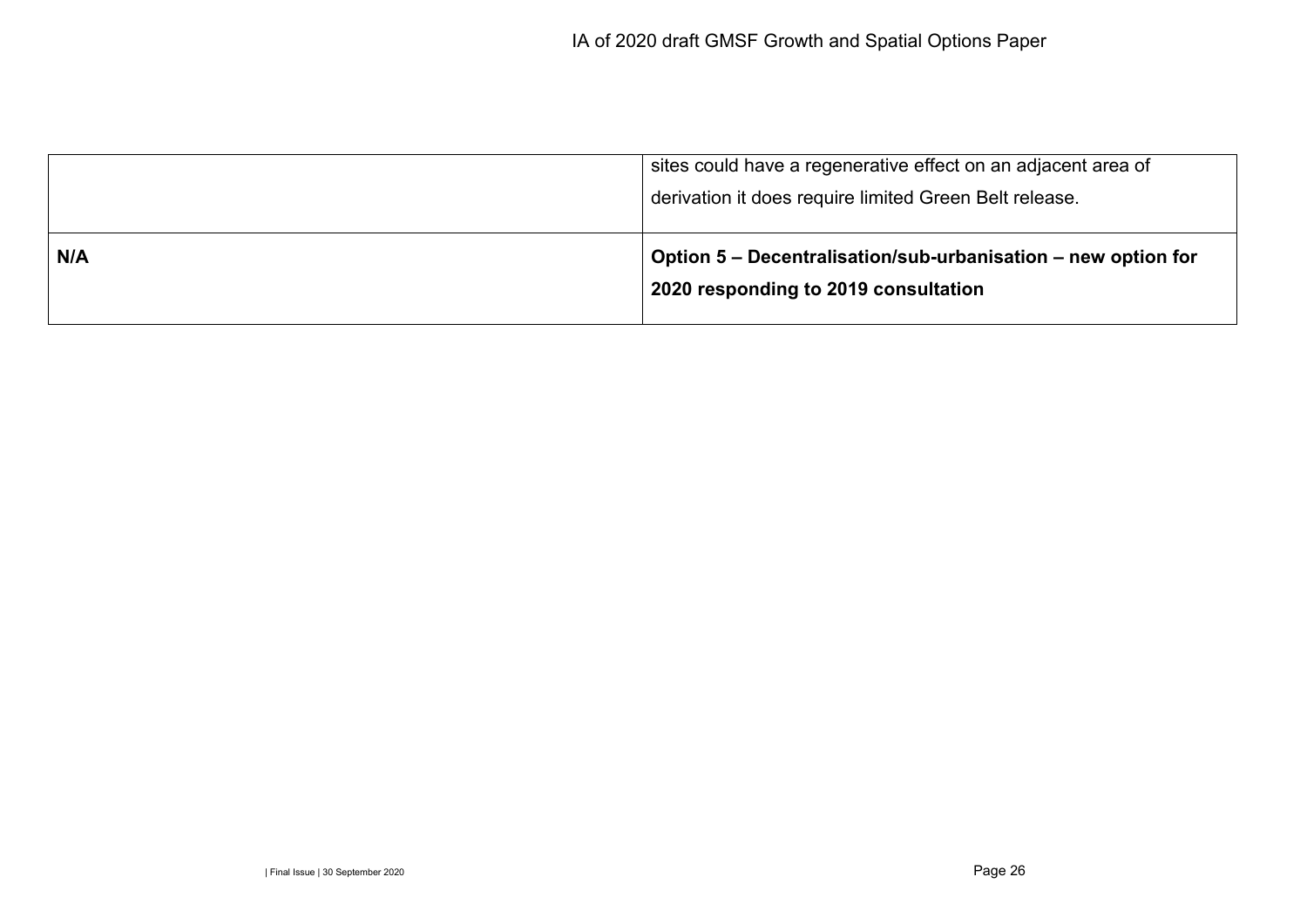| | |
|---|---|
| | sites could have a regenerative effect on an adjacent area of derivation it does require limited Green Belt release. |
| **N/A** | **Option 5 – Decentralisation/sub-urbanisation – new option for 2020 responding to 2019 consultation** |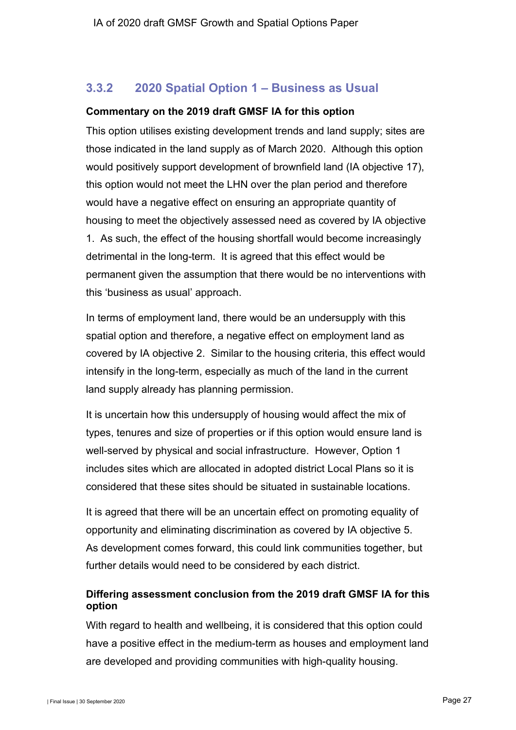### 3.3.2 2020 Spatial Option 1 – Business as Usual

**Commentary on the 2019 draft GMSF IA for this option**

This option utilises existing development trends and land supply; sites are those indicated in the land supply as of March 2020. Although this option would positively support development of brownfield land (IA objective 17), this option would not meet the LHN over the plan period and therefore would have a negative effect on ensuring an appropriate quantity of housing to meet the objectively assessed need as covered by IA objective 1. As such, the effect of the housing shortfall would become increasingly detrimental in the long-term. It is agreed that this effect would be permanent given the assumption that there would be no interventions with this 'business as usual' approach.

In terms of employment land, there would be an undersupply with this spatial option and therefore, a negative effect on employment land as covered by IA objective 2. Similar to the housing criteria, this effect would intensify in the long-term, especially as much of the land in the current land supply already has planning permission.

It is uncertain how this undersupply of housing would affect the mix of types, tenures and size of properties or if this option would ensure land is well-served by physical and social infrastructure. However, Option 1 includes sites which are allocated in adopted district Local Plans so it is considered that these sites should be situated in sustainable locations.

It is agreed that there will be an uncertain effect on promoting equality of opportunity and eliminating discrimination as covered by IA objective 5. As development comes forward, this could link communities together, but further details would need to be considered by each district.

**Differing assessment conclusion from the 2019 draft GMSF IA for this option**

With regard to health and wellbeing, it is considered that this option could have a positive effect in the medium-term as houses and employment land are developed and providing communities with high-quality housing.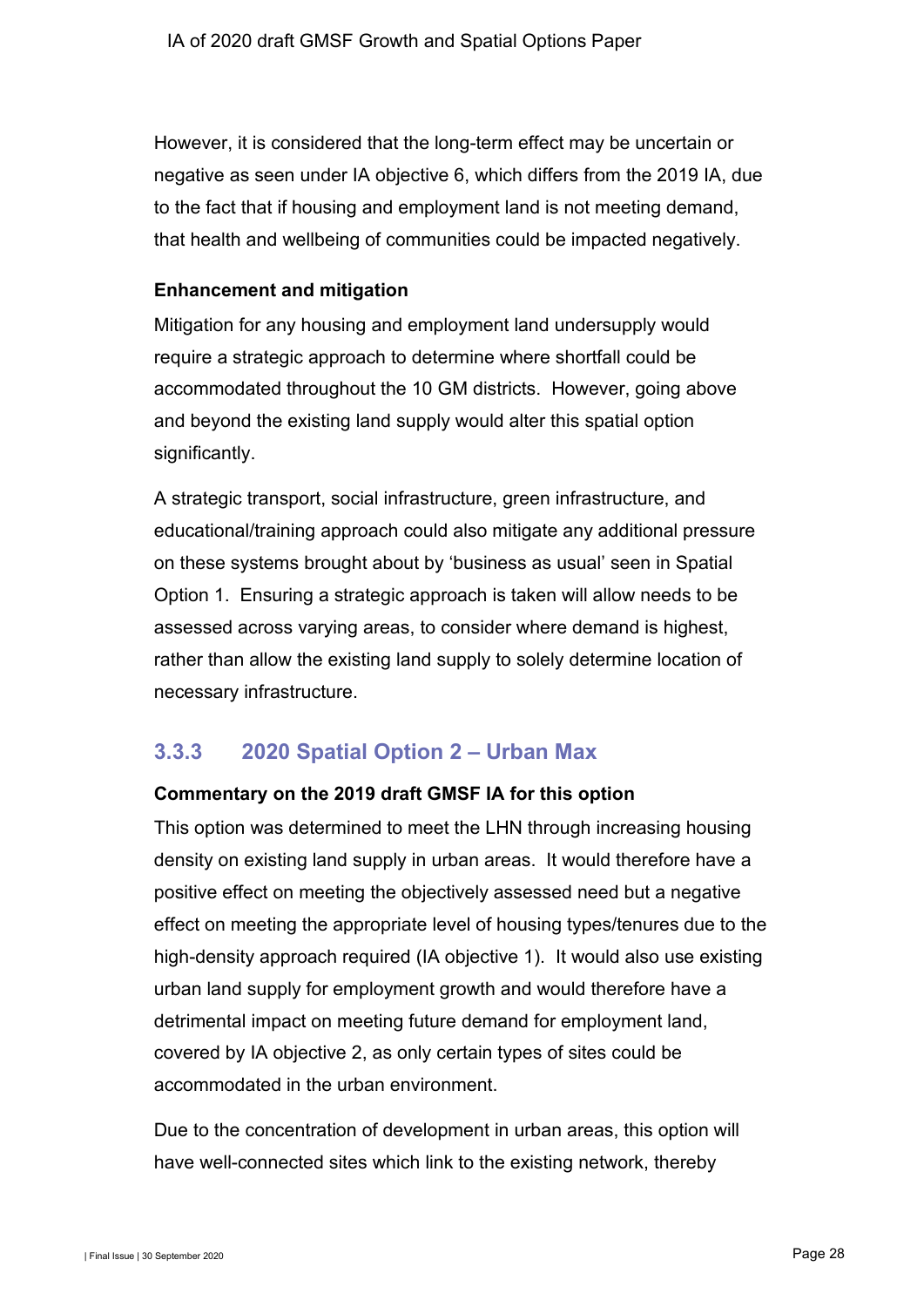However, it is considered that the long-term effect may be uncertain or negative as seen under IA objective 6, which differs from the 2019 IA, due to the fact that if housing and employment land is not meeting demand, that health and wellbeing of communities could be impacted negatively.

**Enhancement and mitigation**

Mitigation for any housing and employment land undersupply would require a strategic approach to determine where shortfall could be accommodated throughout the 10 GM districts. However, going above and beyond the existing land supply would alter this spatial option significantly.

A strategic transport, social infrastructure, green infrastructure, and educational/training approach could also mitigate any additional pressure on these systems brought about by 'business as usual' seen in Spatial Option 1. Ensuring a strategic approach is taken will allow needs to be assessed across varying areas, to consider where demand is highest, rather than allow the existing land supply to solely determine location of necessary infrastructure.

### 3.3.3 2020 Spatial Option 2 – Urban Max

**Commentary on the 2019 draft GMSF IA for this option**

This option was determined to meet the LHN through increasing housing density on existing land supply in urban areas. It would therefore have a positive effect on meeting the objectively assessed need but a negative effect on meeting the appropriate level of housing types/tenures due to the high-density approach required (IA objective 1). It would also use existing urban land supply for employment growth and would therefore have a detrimental impact on meeting future demand for employment land, covered by IA objective 2, as only certain types of sites could be accommodated in the urban environment.

Due to the concentration of development in urban areas, this option will have well-connected sites which link to the existing network, thereby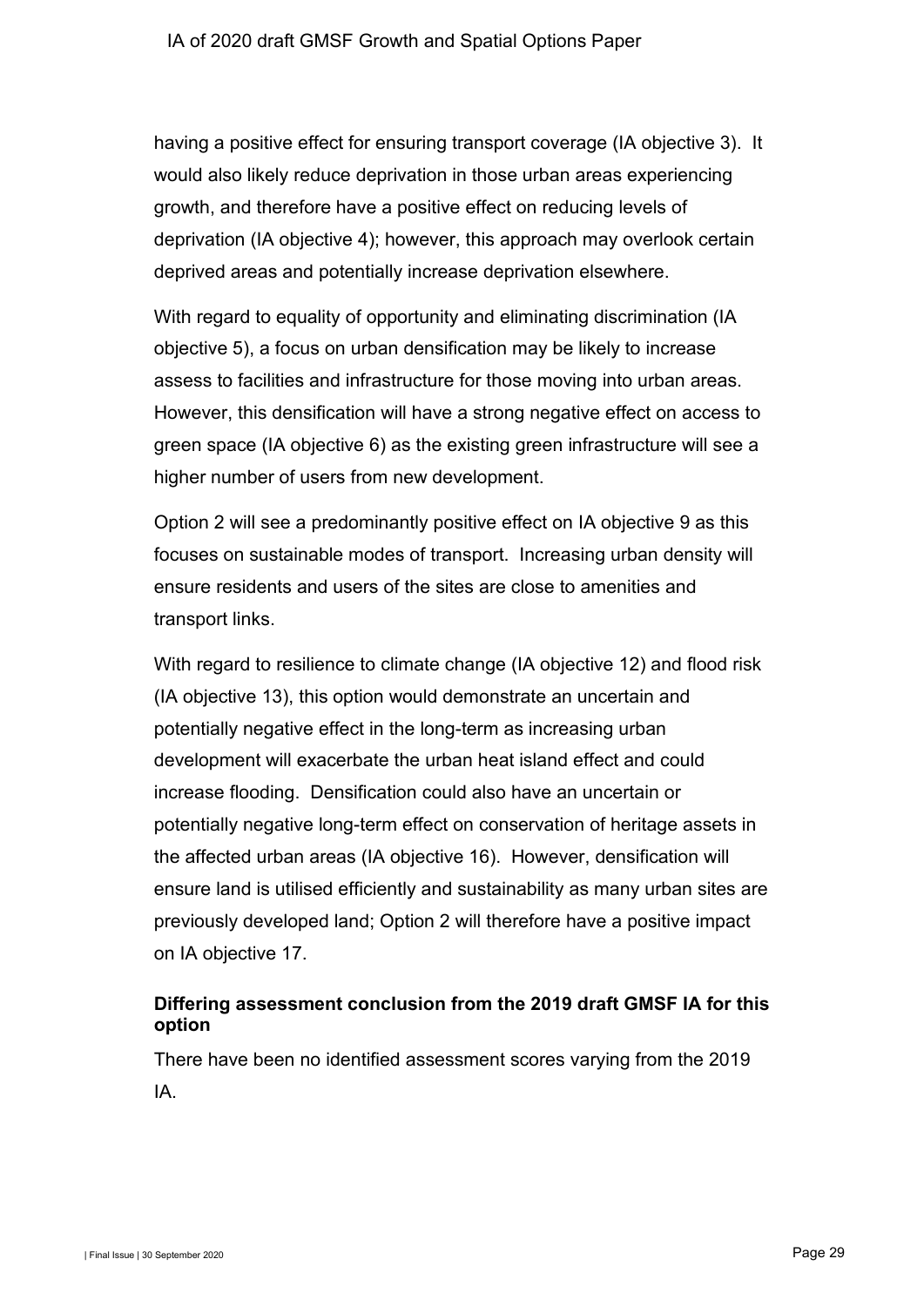having a positive effect for ensuring transport coverage (IA objective 3). It would also likely reduce deprivation in those urban areas experiencing growth, and therefore have a positive effect on reducing levels of deprivation (IA objective 4); however, this approach may overlook certain deprived areas and potentially increase deprivation elsewhere.

With regard to equality of opportunity and eliminating discrimination (IA objective 5), a focus on urban densification may be likely to increase assess to facilities and infrastructure for those moving into urban areas. However, this densification will have a strong negative effect on access to green space (IA objective 6) as the existing green infrastructure will see a higher number of users from new development.

Option 2 will see a predominantly positive effect on IA objective 9 as this focuses on sustainable modes of transport. Increasing urban density will ensure residents and users of the sites are close to amenities and transport links.

With regard to resilience to climate change (IA objective 12) and flood risk (IA objective 13), this option would demonstrate an uncertain and potentially negative effect in the long-term as increasing urban development will exacerbate the urban heat island effect and could increase flooding. Densification could also have an uncertain or potentially negative long-term effect on conservation of heritage assets in the affected urban areas (IA objective 16). However, densification will ensure land is utilised efficiently and sustainability as many urban sites are previously developed land; Option 2 will therefore have a positive impact on IA objective 17.

**Differing assessment conclusion from the 2019 draft GMSF IA for this option**

There have been no identified assessment scores varying from the 2019 IA.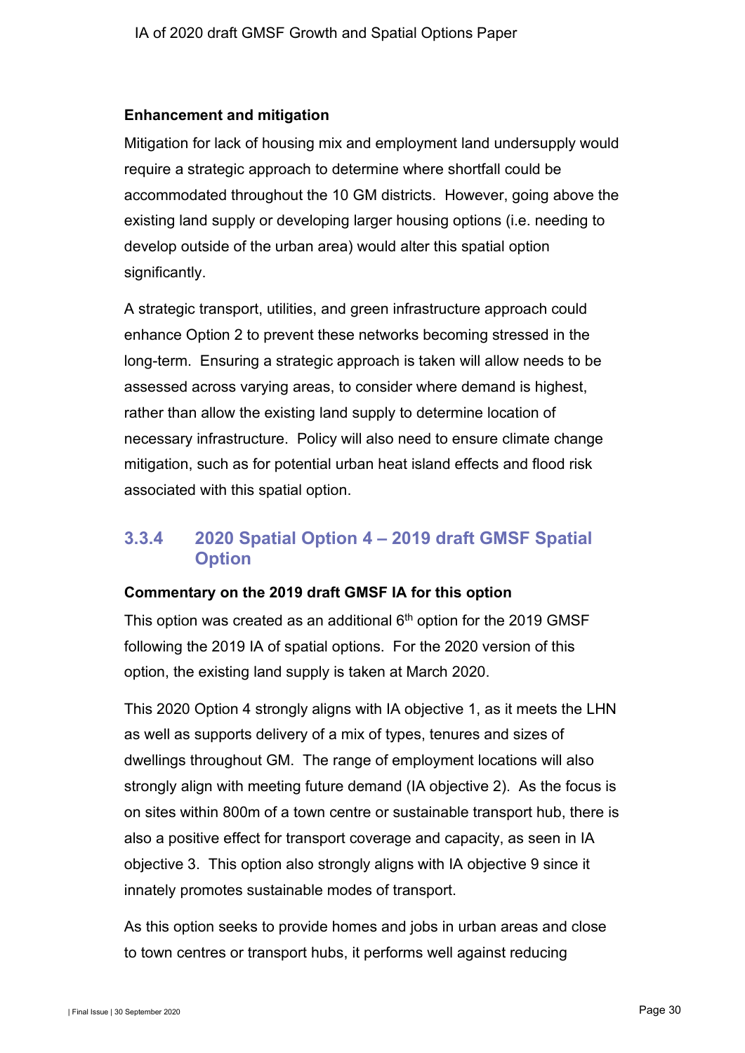**Enhancement and mitigation**

Mitigation for lack of housing mix and employment land undersupply would require a strategic approach to determine where shortfall could be accommodated throughout the 10 GM districts. However, going above the existing land supply or developing larger housing options (i.e. needing to develop outside of the urban area) would alter this spatial option significantly.

A strategic transport, utilities, and green infrastructure approach could enhance Option 2 to prevent these networks becoming stressed in the long-term. Ensuring a strategic approach is taken will allow needs to be assessed across varying areas, to consider where demand is highest, rather than allow the existing land supply to determine location of necessary infrastructure. Policy will also need to ensure climate change mitigation, such as for potential urban heat island effects and flood risk associated with this spatial option.

### 3.3.4 2020 Spatial Option 4 – 2019 draft GMSF Spatial Option

**Commentary on the 2019 draft GMSF IA for this option**

This option was created as an additional 6th option for the 2019 GMSF following the 2019 IA of spatial options. For the 2020 version of this option, the existing land supply is taken at March 2020.

This 2020 Option 4 strongly aligns with IA objective 1, as it meets the LHN as well as supports delivery of a mix of types, tenures and sizes of dwellings throughout GM. The range of employment locations will also strongly align with meeting future demand (IA objective 2). As the focus is on sites within 800m of a town centre or sustainable transport hub, there is also a positive effect for transport coverage and capacity, as seen in IA objective 3. This option also strongly aligns with IA objective 9 since it innately promotes sustainable modes of transport.

As this option seeks to provide homes and jobs in urban areas and close to town centres or transport hubs, it performs well against reducing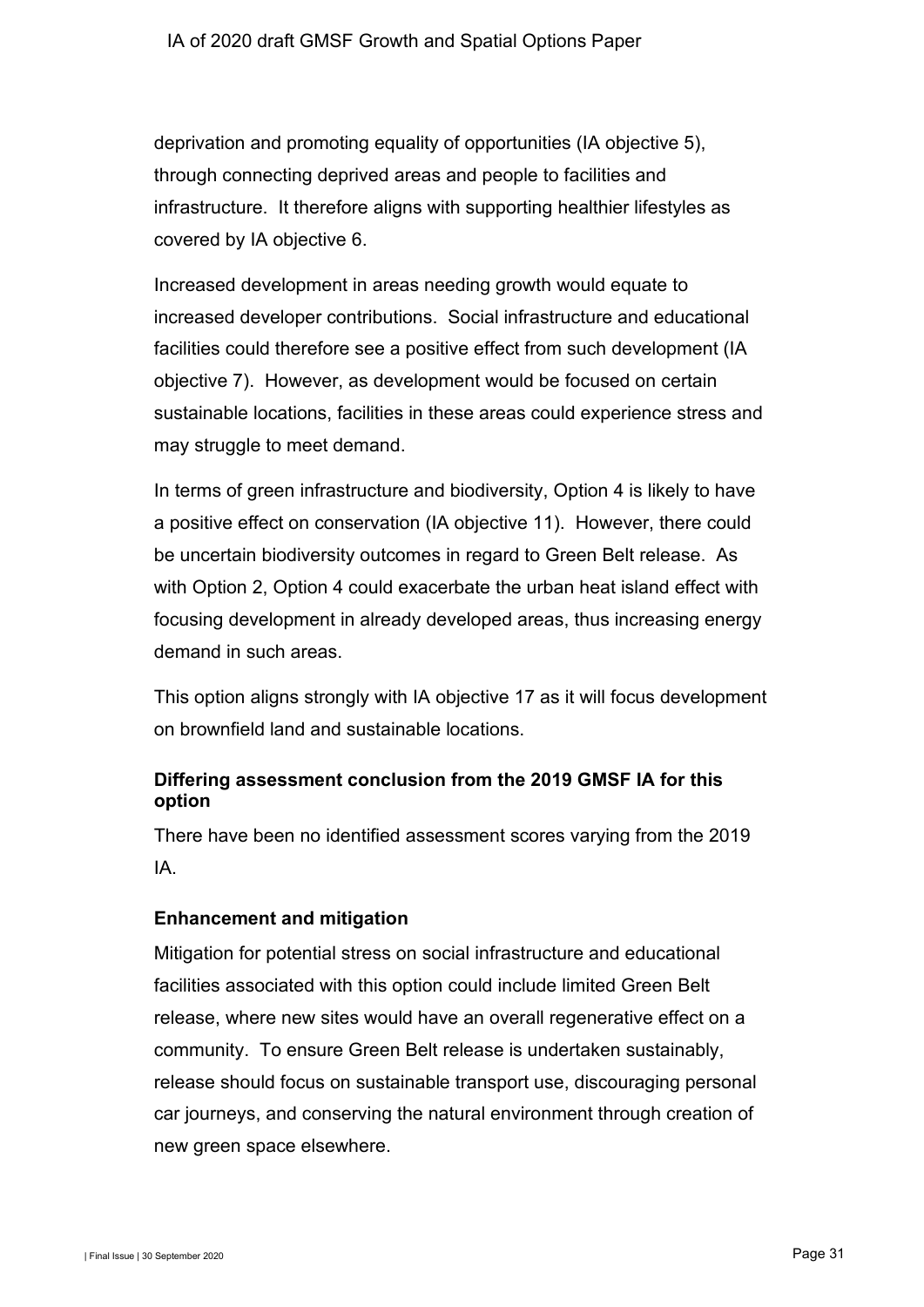deprivation and promoting equality of opportunities (IA objective 5), through connecting deprived areas and people to facilities and infrastructure. It therefore aligns with supporting healthier lifestyles as covered by IA objective 6.

Increased development in areas needing growth would equate to increased developer contributions. Social infrastructure and educational facilities could therefore see a positive effect from such development (IA objective 7). However, as development would be focused on certain sustainable locations, facilities in these areas could experience stress and may struggle to meet demand.

In terms of green infrastructure and biodiversity, Option 4 is likely to have a positive effect on conservation (IA objective 11). However, there could be uncertain biodiversity outcomes in regard to Green Belt release. As with Option 2, Option 4 could exacerbate the urban heat island effect with focusing development in already developed areas, thus increasing energy demand in such areas.

This option aligns strongly with IA objective 17 as it will focus development on brownfield land and sustainable locations.

#### Differing assessment conclusion from the 2019 GMSF IA for this option

There have been no identified assessment scores varying from the 2019 IA.

#### Enhancement and mitigation

Mitigation for potential stress on social infrastructure and educational facilities associated with this option could include limited Green Belt release, where new sites would have an overall regenerative effect on a community. To ensure Green Belt release is undertaken sustainably, release should focus on sustainable transport use, discouraging personal car journeys, and conserving the natural environment through creation of new green space elsewhere.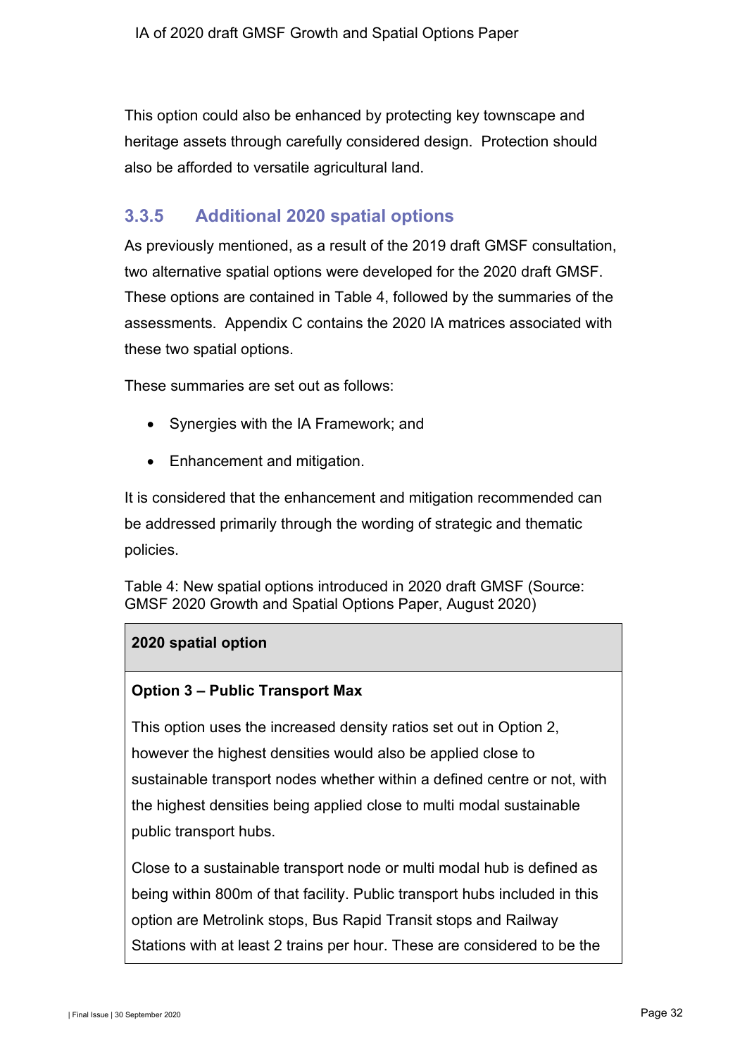This option could also be enhanced by protecting key townscape and heritage assets through carefully considered design. Protection should also be afforded to versatile agricultural land.

### 3.3.5 Additional 2020 spatial options

As previously mentioned, as a result of the 2019 draft GMSF consultation, two alternative spatial options were developed for the 2020 draft GMSF. These options are contained in Table 4, followed by the summaries of the assessments. Appendix C contains the 2020 IA matrices associated with these two spatial options.

These summaries are set out as follows:

- Synergies with the IA Framework; and
- Enhancement and mitigation.

It is considered that the enhancement and mitigation recommended can be addressed primarily through the wording of strategic and thematic policies.

Table 4: New spatial options introduced in 2020 draft GMSF (Source: GMSF 2020 Growth and Spatial Options Paper, August 2020)

| 2020 spatial option |
|---|
| **Option 3 – Public Transport Max**<br><br>This option uses the increased density ratios set out in Option 2, however the highest densities would also be applied close to sustainable transport nodes whether within a defined centre or not, with the highest densities being applied close to multi modal sustainable public transport hubs.<br><br>Close to a sustainable transport node or multi modal hub is defined as being within 800m of that facility. Public transport hubs included in this option are Metrolink stops, Bus Rapid Transit stops and Railway Stations with at least 2 trains per hour. These are considered to be the |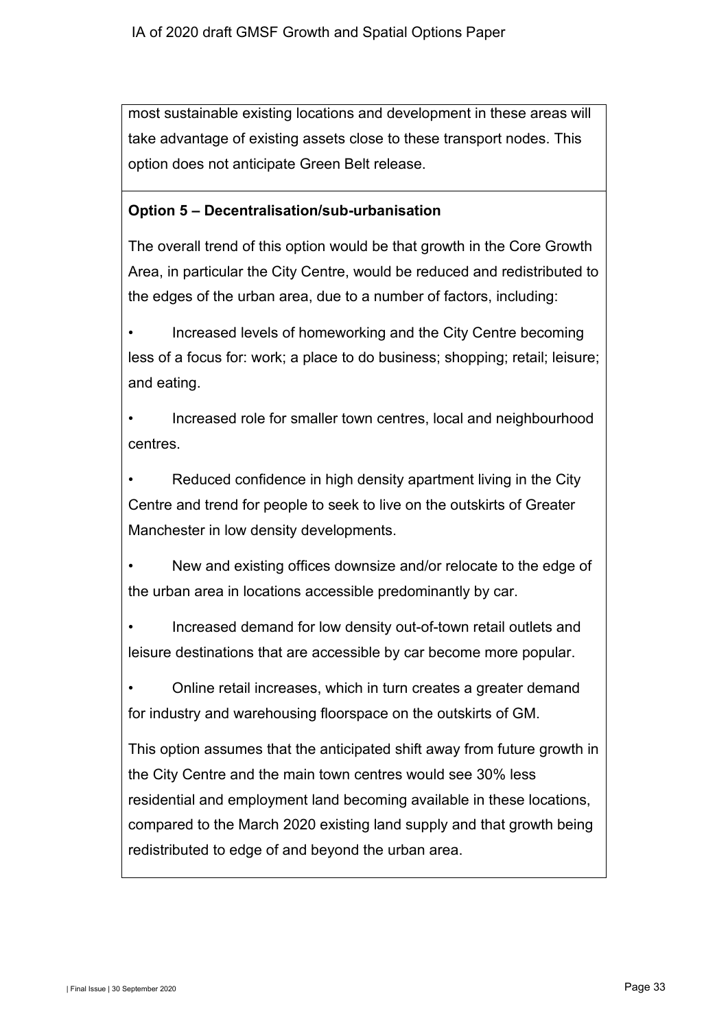most sustainable existing locations and development in these areas will take advantage of existing assets close to these transport nodes. This option does not anticipate Green Belt release.

**Option 5 – Decentralisation/sub-urbanisation**

The overall trend of this option would be that growth in the Core Growth Area, in particular the City Centre, would be reduced and redistributed to the edges of the urban area, due to a number of factors, including:

- Increased levels of homeworking and the City Centre becoming less of a focus for: work; a place to do business; shopping; retail; leisure; and eating.
- Increased role for smaller town centres, local and neighbourhood centres.
- Reduced confidence in high density apartment living in the City Centre and trend for people to seek to live on the outskirts of Greater Manchester in low density developments.
- New and existing offices downsize and/or relocate to the edge of the urban area in locations accessible predominantly by car.
- Increased demand for low density out-of-town retail outlets and leisure destinations that are accessible by car become more popular.
- Online retail increases, which in turn creates a greater demand for industry and warehousing floorspace on the outskirts of GM.

This option assumes that the anticipated shift away from future growth in the City Centre and the main town centres would see 30% less residential and employment land becoming available in these locations, compared to the March 2020 existing land supply and that growth being redistributed to edge of and beyond the urban area.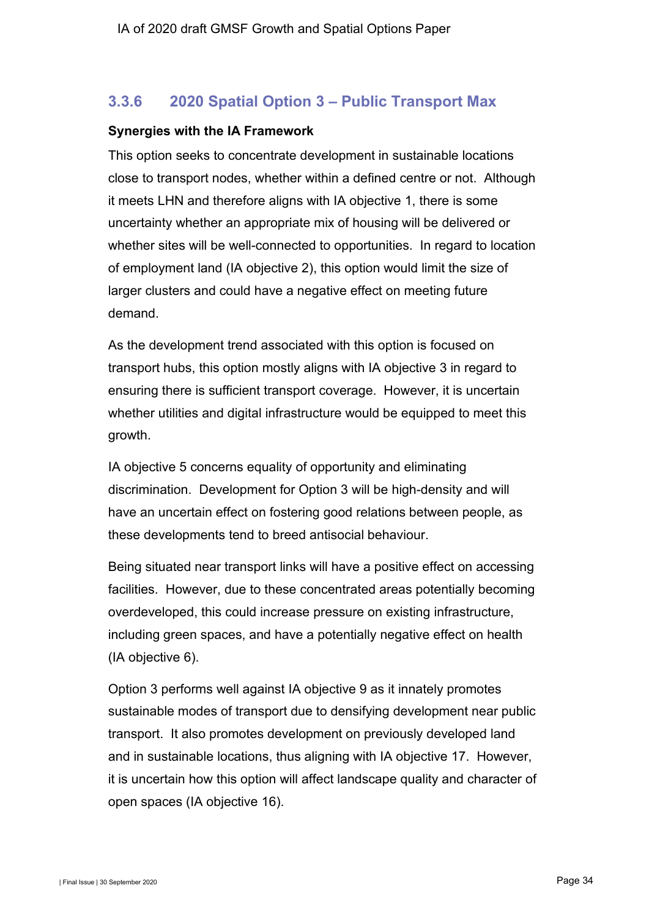### 3.3.6 2020 Spatial Option 3 – Public Transport Max

**Synergies with the IA Framework**

This option seeks to concentrate development in sustainable locations close to transport nodes, whether within a defined centre or not. Although it meets LHN and therefore aligns with IA objective 1, there is some uncertainty whether an appropriate mix of housing will be delivered or whether sites will be well-connected to opportunities. In regard to location of employment land (IA objective 2), this option would limit the size of larger clusters and could have a negative effect on meeting future demand.

As the development trend associated with this option is focused on transport hubs, this option mostly aligns with IA objective 3 in regard to ensuring there is sufficient transport coverage. However, it is uncertain whether utilities and digital infrastructure would be equipped to meet this growth.

IA objective 5 concerns equality of opportunity and eliminating discrimination. Development for Option 3 will be high-density and will have an uncertain effect on fostering good relations between people, as these developments tend to breed antisocial behaviour.

Being situated near transport links will have a positive effect on accessing facilities. However, due to these concentrated areas potentially becoming overdeveloped, this could increase pressure on existing infrastructure, including green spaces, and have a potentially negative effect on health (IA objective 6).

Option 3 performs well against IA objective 9 as it innately promotes sustainable modes of transport due to densifying development near public transport. It also promotes development on previously developed land and in sustainable locations, thus aligning with IA objective 17. However, it is uncertain how this option will affect landscape quality and character of open spaces (IA objective 16).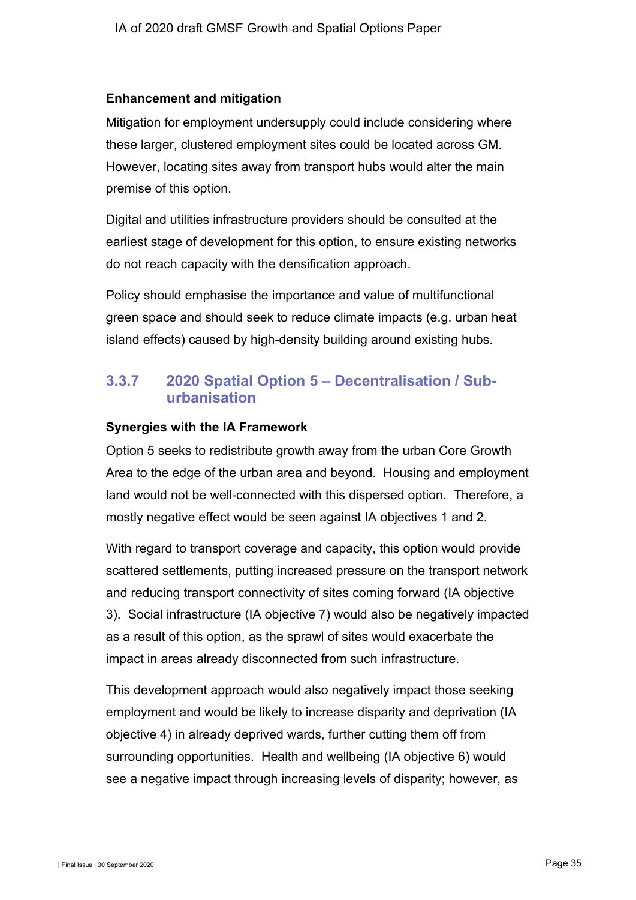**Enhancement and mitigation**

Mitigation for employment undersupply could include considering where these larger, clustered employment sites could be located across GM. However, locating sites away from transport hubs would alter the main premise of this option.

Digital and utilities infrastructure providers should be consulted at the earliest stage of development for this option, to ensure existing networks do not reach capacity with the densification approach.

Policy should emphasise the importance and value of multifunctional green space and should seek to reduce climate impacts (e.g. urban heat island effects) caused by high-density building around existing hubs.

### 3.3.7 2020 Spatial Option 5 – Decentralisation / Sub-urbanisation

**Synergies with the IA Framework**

Option 5 seeks to redistribute growth away from the urban Core Growth Area to the edge of the urban area and beyond. Housing and employment land would not be well-connected with this dispersed option. Therefore, a mostly negative effect would be seen against IA objectives 1 and 2.

With regard to transport coverage and capacity, this option would provide scattered settlements, putting increased pressure on the transport network and reducing transport connectivity of sites coming forward (IA objective 3). Social infrastructure (IA objective 7) would also be negatively impacted as a result of this option, as the sprawl of sites would exacerbate the impact in areas already disconnected from such infrastructure.

This development approach would also negatively impact those seeking employment and would be likely to increase disparity and deprivation (IA objective 4) in already deprived wards, further cutting them off from surrounding opportunities. Health and wellbeing (IA objective 6) would see a negative impact through increasing levels of disparity; however, as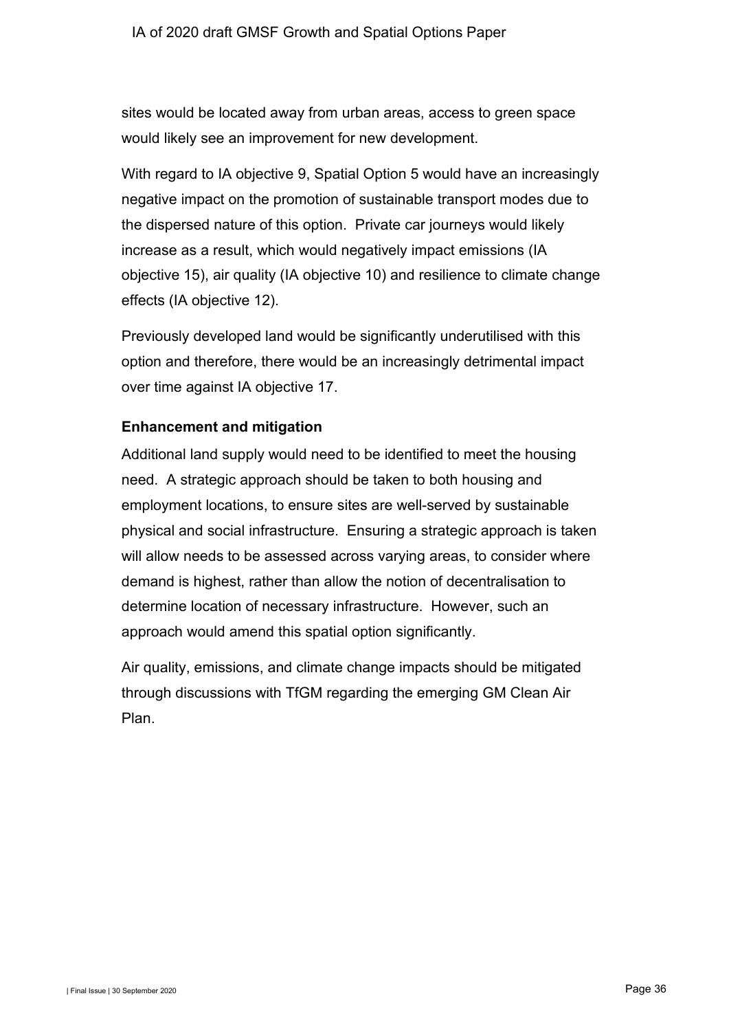sites would be located away from urban areas, access to green space would likely see an improvement for new development.

With regard to IA objective 9, Spatial Option 5 would have an increasingly negative impact on the promotion of sustainable transport modes due to the dispersed nature of this option. Private car journeys would likely increase as a result, which would negatively impact emissions (IA objective 15), air quality (IA objective 10) and resilience to climate change effects (IA objective 12).

Previously developed land would be significantly underutilised with this option and therefore, there would be an increasingly detrimental impact over time against IA objective 17.

**Enhancement and mitigation**

Additional land supply would need to be identified to meet the housing need. A strategic approach should be taken to both housing and employment locations, to ensure sites are well-served by sustainable physical and social infrastructure. Ensuring a strategic approach is taken will allow needs to be assessed across varying areas, to consider where demand is highest, rather than allow the notion of decentralisation to determine location of necessary infrastructure. However, such an approach would amend this spatial option significantly.

Air quality, emissions, and climate change impacts should be mitigated through discussions with TfGM regarding the emerging GM Clean Air Plan.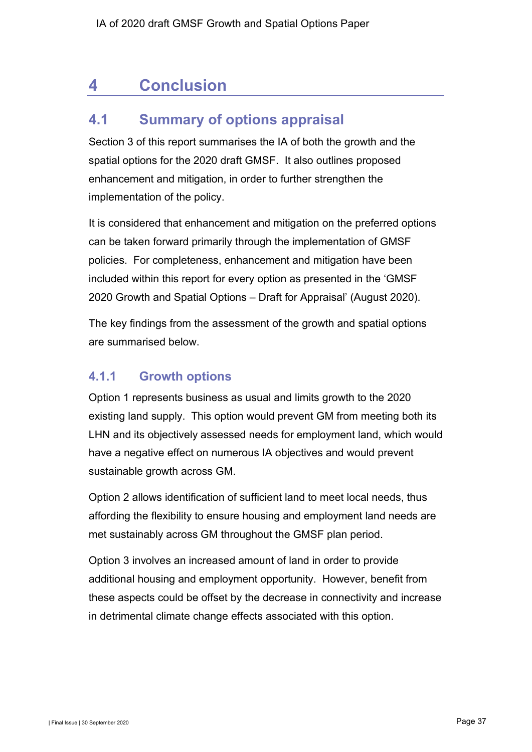# 4 Conclusion

## 4.1 Summary of options appraisal

Section 3 of this report summarises the IA of both the growth and the spatial options for the 2020 draft GMSF. It also outlines proposed enhancement and mitigation, in order to further strengthen the implementation of the policy.

It is considered that enhancement and mitigation on the preferred options can be taken forward primarily through the implementation of GMSF policies. For completeness, enhancement and mitigation have been included within this report for every option as presented in the 'GMSF 2020 Growth and Spatial Options – Draft for Appraisal' (August 2020).

The key findings from the assessment of the growth and spatial options are summarised below.

### 4.1.1 Growth options

Option 1 represents business as usual and limits growth to the 2020 existing land supply. This option would prevent GM from meeting both its LHN and its objectively assessed needs for employment land, which would have a negative effect on numerous IA objectives and would prevent sustainable growth across GM.

Option 2 allows identification of sufficient land to meet local needs, thus affording the flexibility to ensure housing and employment land needs are met sustainably across GM throughout the GMSF plan period.

Option 3 involves an increased amount of land in order to provide additional housing and employment opportunity. However, benefit from these aspects could be offset by the decrease in connectivity and increase in detrimental climate change effects associated with this option.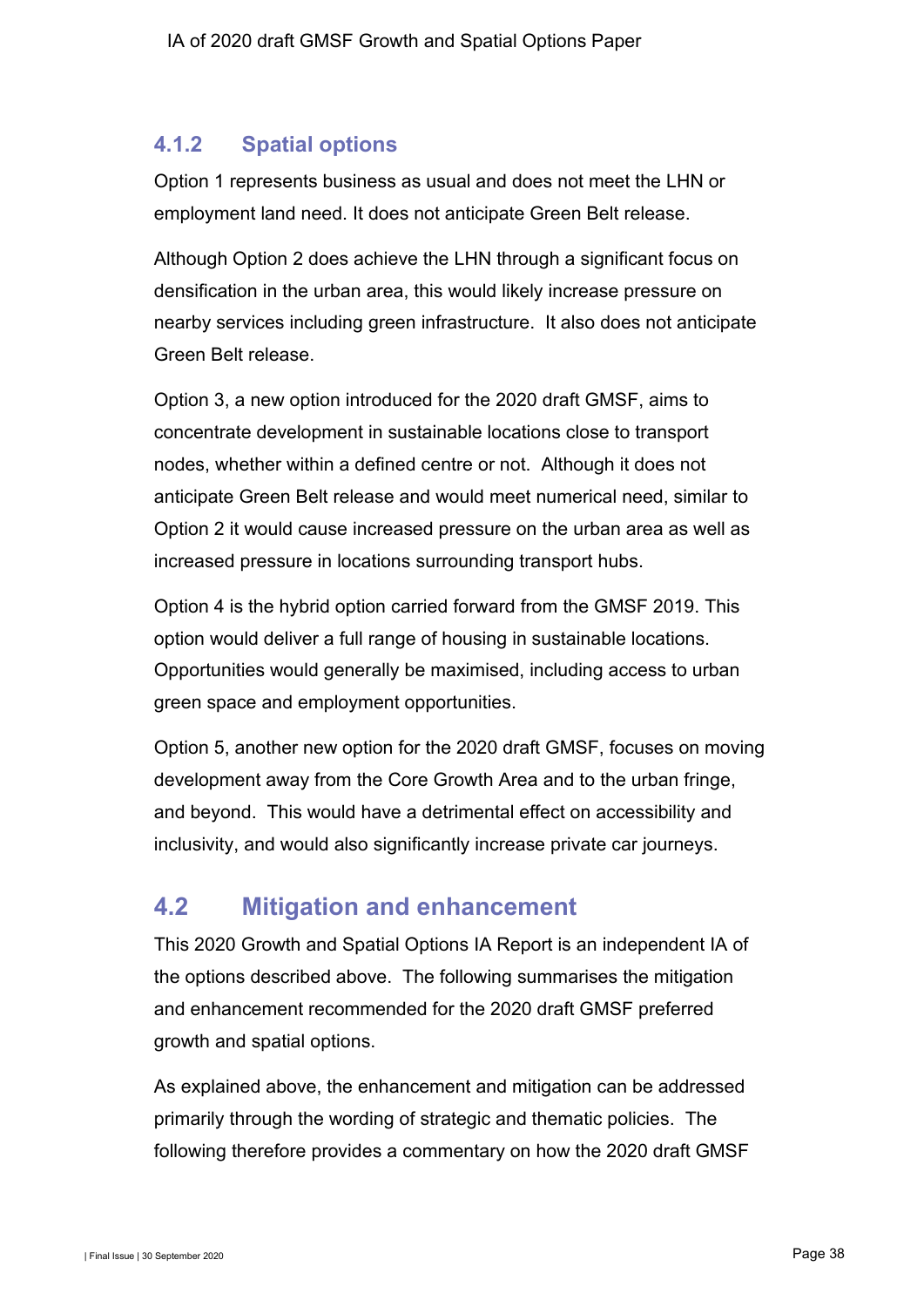### 4.1.2 Spatial options

Option 1 represents business as usual and does not meet the LHN or employment land need. It does not anticipate Green Belt release.

Although Option 2 does achieve the LHN through a significant focus on densification in the urban area, this would likely increase pressure on nearby services including green infrastructure. It also does not anticipate Green Belt release.

Option 3, a new option introduced for the 2020 draft GMSF, aims to concentrate development in sustainable locations close to transport nodes, whether within a defined centre or not. Although it does not anticipate Green Belt release and would meet numerical need, similar to Option 2 it would cause increased pressure on the urban area as well as increased pressure in locations surrounding transport hubs.

Option 4 is the hybrid option carried forward from the GMSF 2019. This option would deliver a full range of housing in sustainable locations. Opportunities would generally be maximised, including access to urban green space and employment opportunities.

Option 5, another new option for the 2020 draft GMSF, focuses on moving development away from the Core Growth Area and to the urban fringe, and beyond. This would have a detrimental effect on accessibility and inclusivity, and would also significantly increase private car journeys.

## 4.2 Mitigation and enhancement

This 2020 Growth and Spatial Options IA Report is an independent IA of the options described above. The following summarises the mitigation and enhancement recommended for the 2020 draft GMSF preferred growth and spatial options.

As explained above, the enhancement and mitigation can be addressed primarily through the wording of strategic and thematic policies. The following therefore provides a commentary on how the 2020 draft GMSF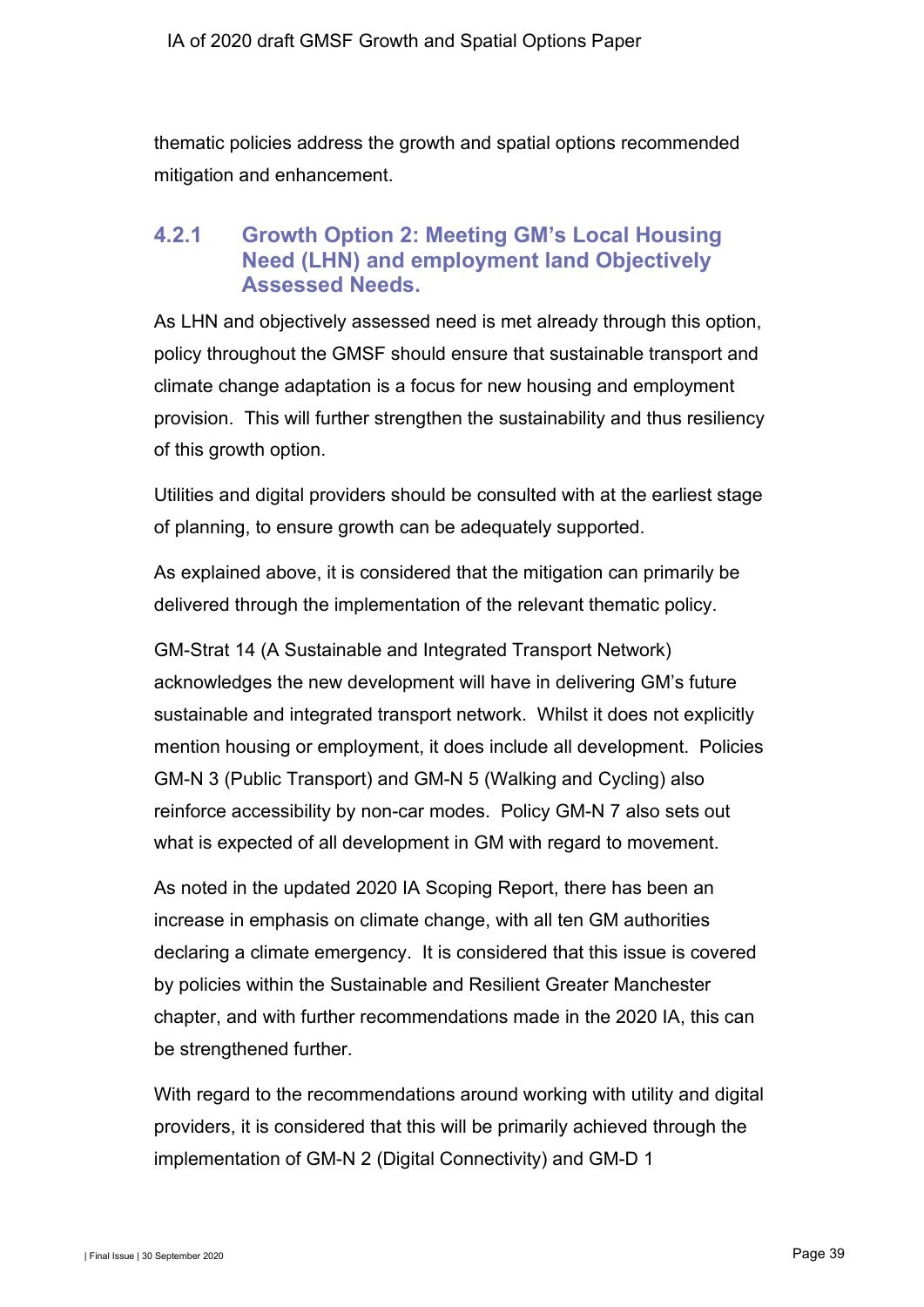thematic policies address the growth and spatial options recommended mitigation and enhancement.

### 4.2.1 Growth Option 2: Meeting GM's Local Housing Need (LHN) and employment land Objectively Assessed Needs.

As LHN and objectively assessed need is met already through this option, policy throughout the GMSF should ensure that sustainable transport and climate change adaptation is a focus for new housing and employment provision. This will further strengthen the sustainability and thus resiliency of this growth option.

Utilities and digital providers should be consulted with at the earliest stage of planning, to ensure growth can be adequately supported.

As explained above, it is considered that the mitigation can primarily be delivered through the implementation of the relevant thematic policy.

GM-Strat 14 (A Sustainable and Integrated Transport Network) acknowledges the new development will have in delivering GM's future sustainable and integrated transport network. Whilst it does not explicitly mention housing or employment, it does include all development. Policies GM-N 3 (Public Transport) and GM-N 5 (Walking and Cycling) also reinforce accessibility by non-car modes. Policy GM-N 7 also sets out what is expected of all development in GM with regard to movement.

As noted in the updated 2020 IA Scoping Report, there has been an increase in emphasis on climate change, with all ten GM authorities declaring a climate emergency. It is considered that this issue is covered by policies within the Sustainable and Resilient Greater Manchester chapter, and with further recommendations made in the 2020 IA, this can be strengthened further.

With regard to the recommendations around working with utility and digital providers, it is considered that this will be primarily achieved through the implementation of GM-N 2 (Digital Connectivity) and GM-D 1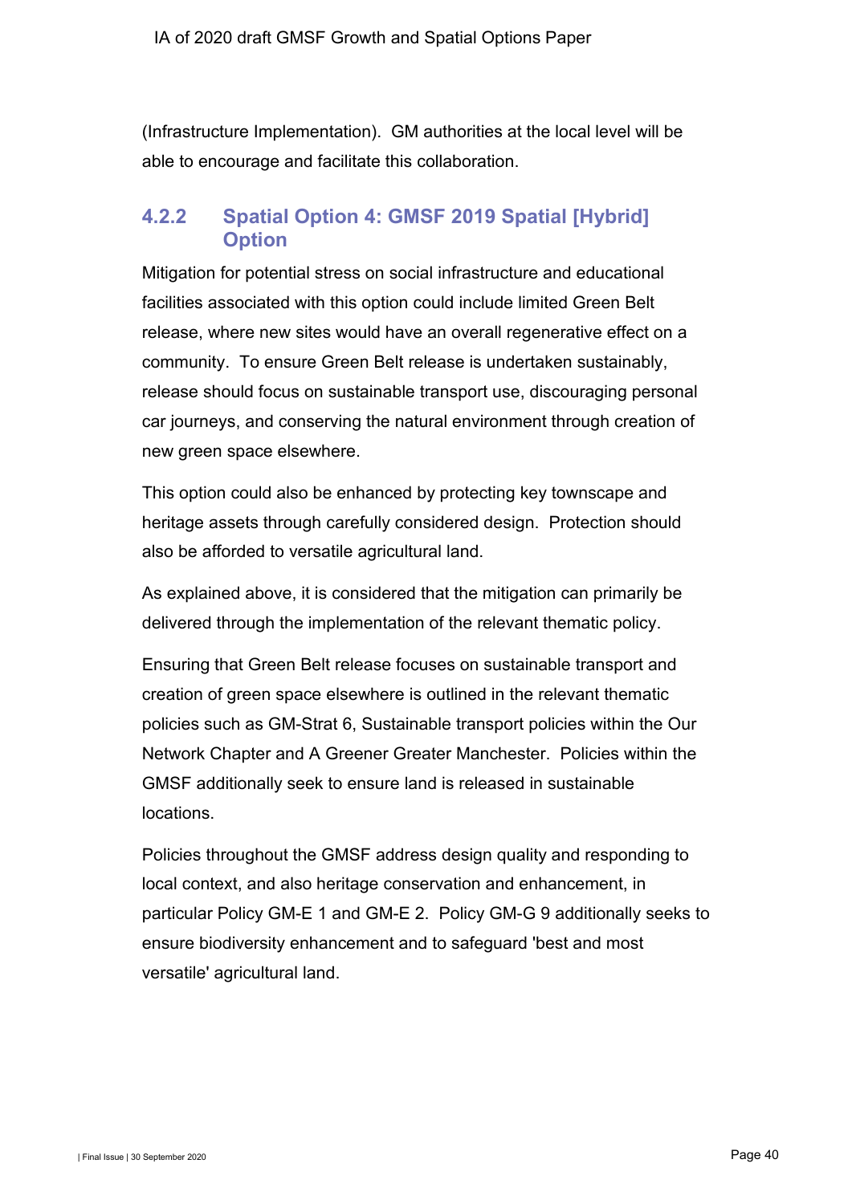(Infrastructure Implementation). GM authorities at the local level will be able to encourage and facilitate this collaboration.

### 4.2.2 Spatial Option 4: GMSF 2019 Spatial [Hybrid] Option

Mitigation for potential stress on social infrastructure and educational facilities associated with this option could include limited Green Belt release, where new sites would have an overall regenerative effect on a community. To ensure Green Belt release is undertaken sustainably, release should focus on sustainable transport use, discouraging personal car journeys, and conserving the natural environment through creation of new green space elsewhere.

This option could also be enhanced by protecting key townscape and heritage assets through carefully considered design. Protection should also be afforded to versatile agricultural land.

As explained above, it is considered that the mitigation can primarily be delivered through the implementation of the relevant thematic policy.

Ensuring that Green Belt release focuses on sustainable transport and creation of green space elsewhere is outlined in the relevant thematic policies such as GM-Strat 6, Sustainable transport policies within the Our Network Chapter and A Greener Greater Manchester. Policies within the GMSF additionally seek to ensure land is released in sustainable locations.

Policies throughout the GMSF address design quality and responding to local context, and also heritage conservation and enhancement, in particular Policy GM-E 1 and GM-E 2. Policy GM-G 9 additionally seeks to ensure biodiversity enhancement and to safeguard 'best and most versatile' agricultural land.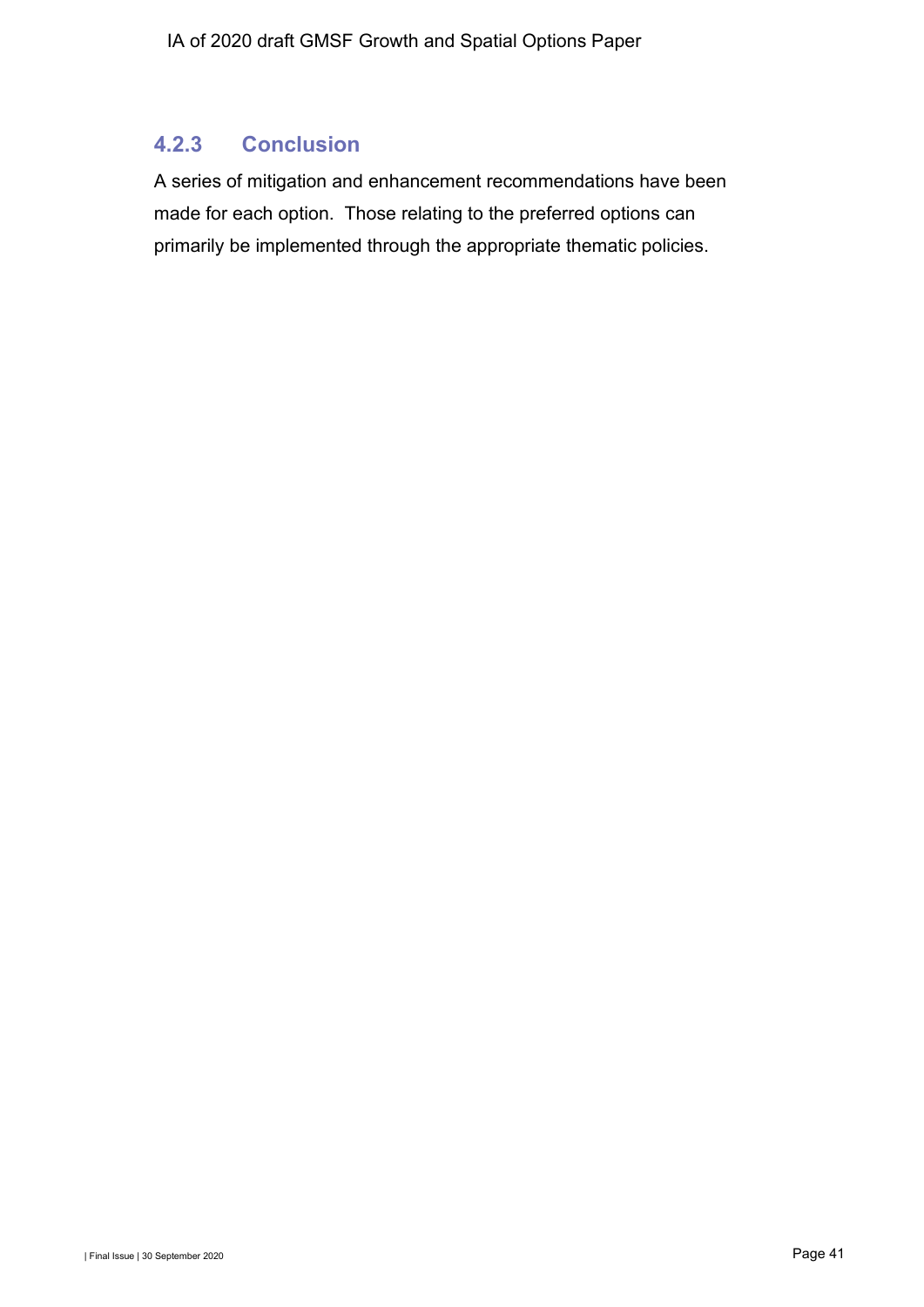### 4.2.3 Conclusion

A series of mitigation and enhancement recommendations have been made for each option. Those relating to the preferred options can primarily be implemented through the appropriate thematic policies.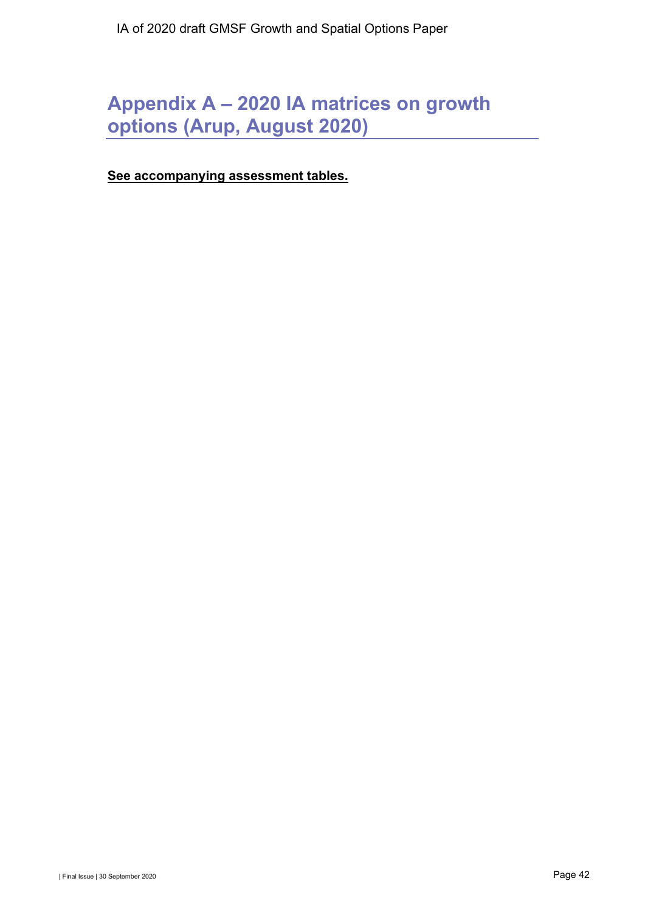# Appendix A – 2020 IA matrices on growth options (Arup, August 2020)

**See accompanying assessment tables.**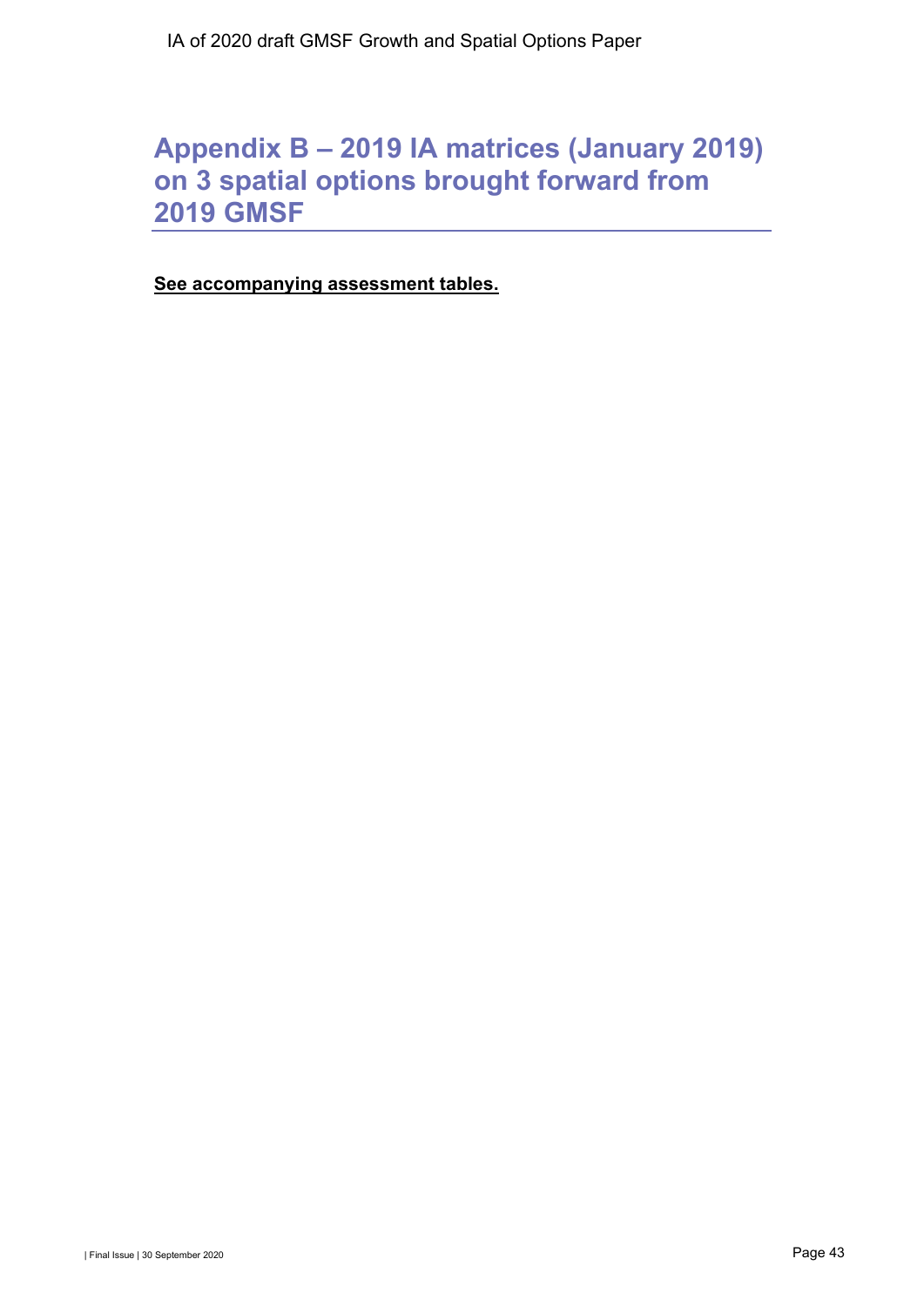# Appendix B – 2019 IA matrices (January 2019) on 3 spatial options brought forward from 2019 GMSF

**See accompanying assessment tables.**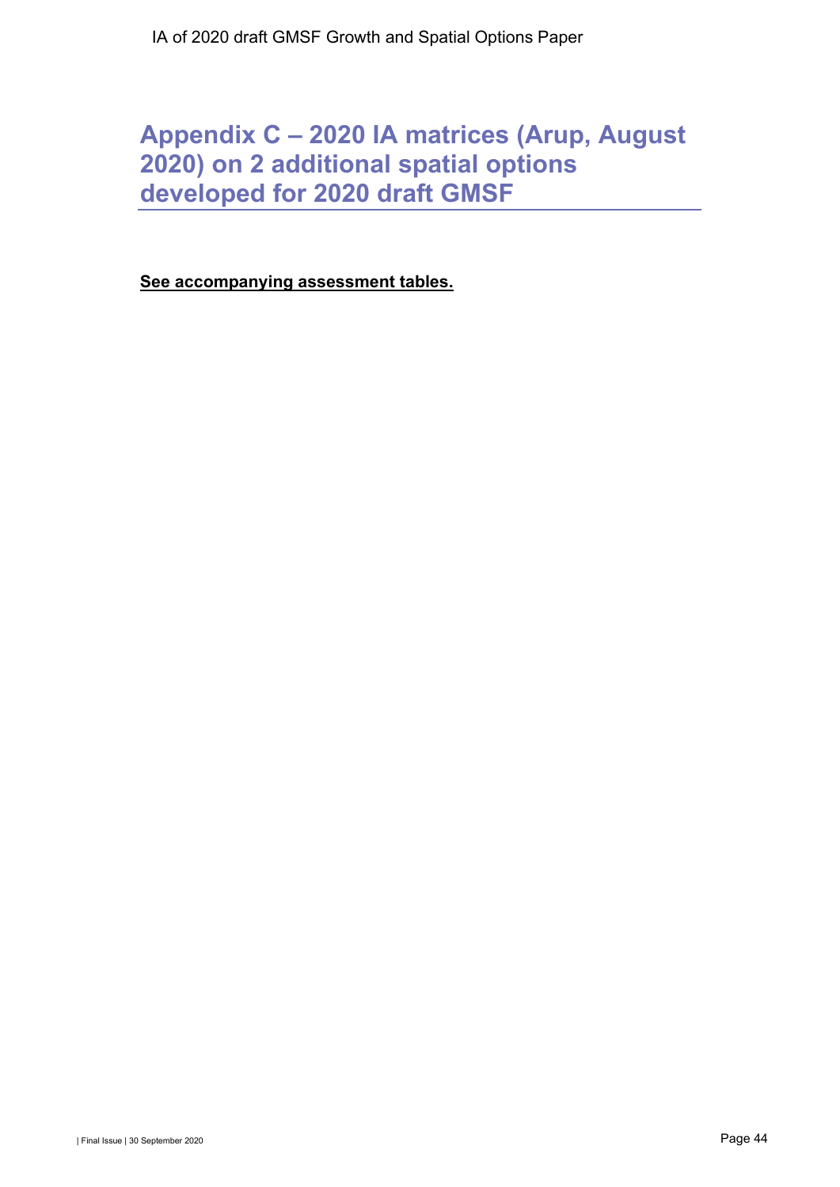# Appendix C – 2020 IA matrices (Arup, August 2020) on 2 additional spatial options developed for 2020 draft GMSF

**See accompanying assessment tables.**